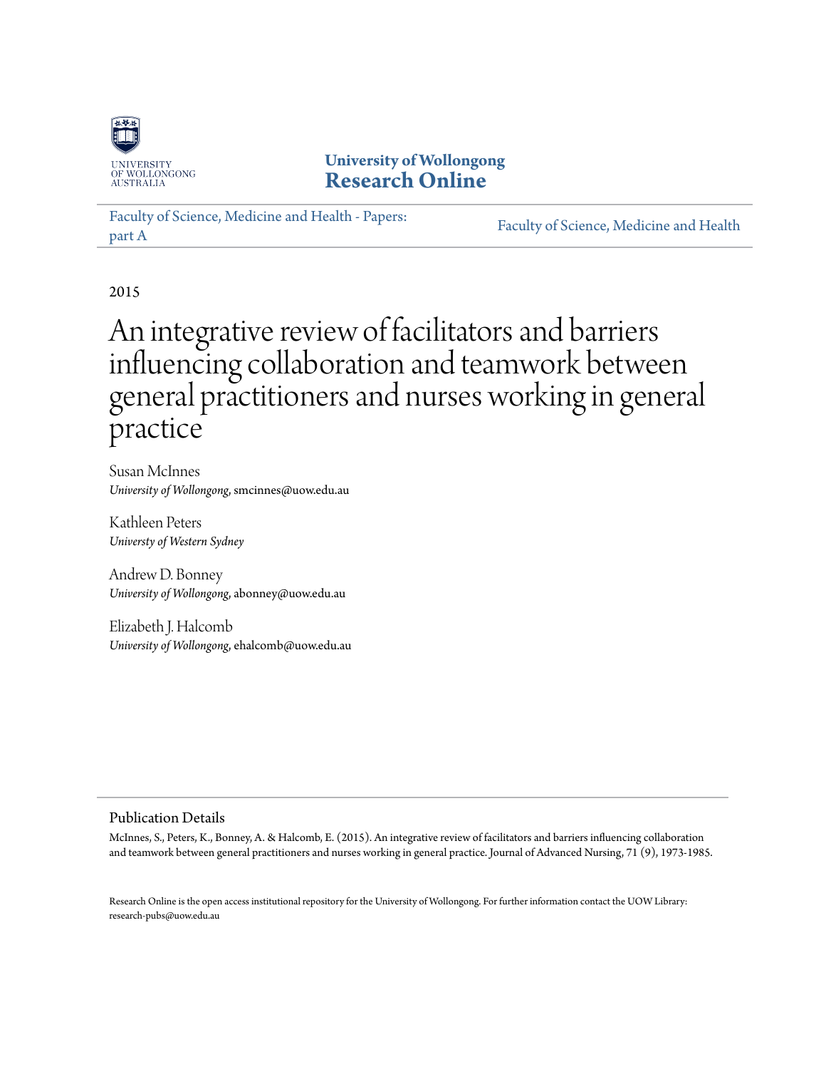University of Wollongong
# Research Online

Faculty of Science, Medicine and Health - Papers: part A

Faculty of Science, Medicine and Health

2015

# An integrative review of facilitators and barriers influencing collaboration and teamwork between general practitioners and nurses working in general practice

Susan McInnes
*University of Wollongong*, smcinnes@uow.edu.au

Kathleen Peters
*Universty of Western Sydney*

Andrew D. Bonney
*University of Wollongong*, abonney@uow.edu.au

Elizabeth J. Halcomb
*University of Wollongong*, ehalcomb@uow.edu.au

## Publication Details

McInnes, S., Peters, K., Bonney, A. & Halcomb, E. (2015). An integrative review of facilitators and barriers influencing collaboration and teamwork between general practitioners and nurses working in general practice. Journal of Advanced Nursing, 71 (9), 1973-1985.

Research Online is the open access institutional repository for the University of Wollongong. For further information contact the UOW Library: research-pubs@uow.edu.au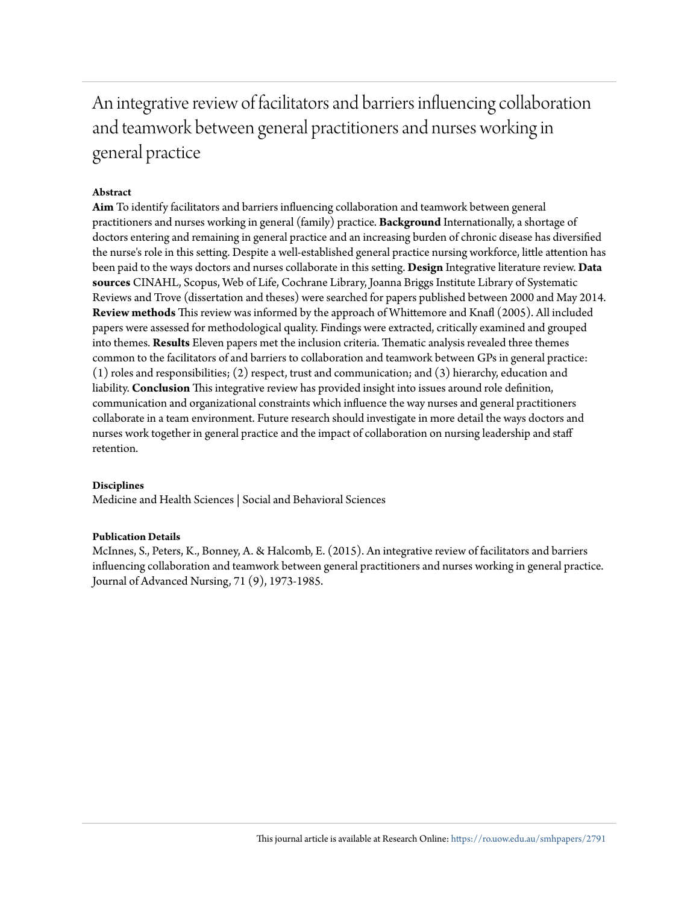# An integrative review of facilitators and barriers influencing collaboration and teamwork between general practitioners and nurses working in general practice

**Abstract**

**Aim** To identify facilitators and barriers influencing collaboration and teamwork between general practitioners and nurses working in general (family) practice. **Background** Internationally, a shortage of doctors entering and remaining in general practice and an increasing burden of chronic disease has diversified the nurse's role in this setting. Despite a well-established general practice nursing workforce, little attention has been paid to the ways doctors and nurses collaborate in this setting. **Design** Integrative literature review. **Data sources** CINAHL, Scopus, Web of Life, Cochrane Library, Joanna Briggs Institute Library of Systematic Reviews and Trove (dissertation and theses) were searched for papers published between 2000 and May 2014. **Review methods** This review was informed by the approach of Whittemore and Knafl (2005). All included papers were assessed for methodological quality. Findings were extracted, critically examined and grouped into themes. **Results** Eleven papers met the inclusion criteria. Thematic analysis revealed three themes common to the facilitators of and barriers to collaboration and teamwork between GPs in general practice: (1) roles and responsibilities; (2) respect, trust and communication; and (3) hierarchy, education and liability. **Conclusion** This integrative review has provided insight into issues around role definition, communication and organizational constraints which influence the way nurses and general practitioners collaborate in a team environment. Future research should investigate in more detail the ways doctors and nurses work together in general practice and the impact of collaboration on nursing leadership and staff retention.

**Disciplines**

Medicine and Health Sciences | Social and Behavioral Sciences

**Publication Details**

McInnes, S., Peters, K., Bonney, A. & Halcomb, E. (2015). An integrative review of facilitators and barriers influencing collaboration and teamwork between general practitioners and nurses working in general practice. Journal of Advanced Nursing, 71 (9), 1973-1985.

This journal article is available at Research Online: https://ro.uow.edu.au/smhpapers/2791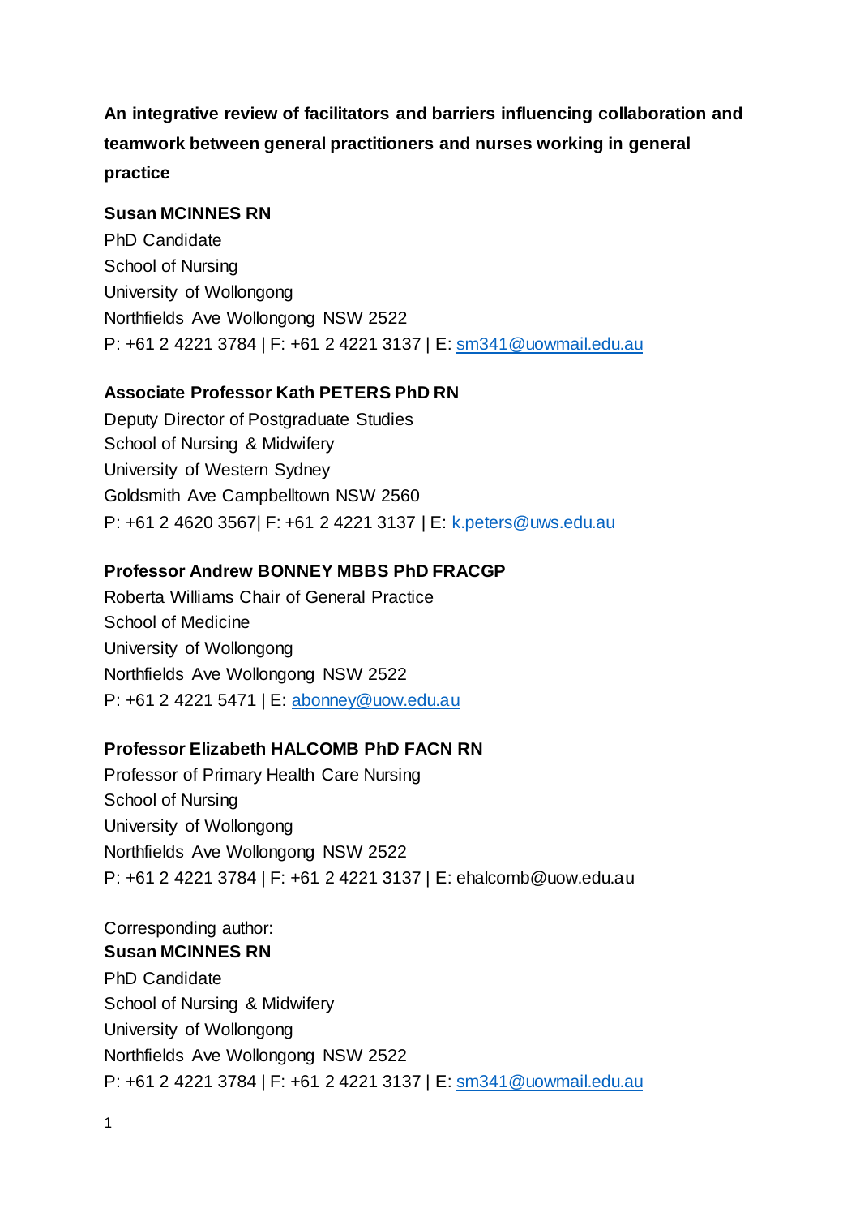**An integrative review of facilitators and barriers influencing collaboration and teamwork between general practitioners and nurses working in general practice**

**Susan MCINNES RN**
PhD Candidate
School of Nursing
University of Wollongong
Northfields Ave Wollongong NSW 2522
P: +61 2 4221 3784 | F: +61 2 4221 3137 | E: sm341@uowmail.edu.au

**Associate Professor Kath PETERS PhD RN**
Deputy Director of Postgraduate Studies
School of Nursing & Midwifery
University of Western Sydney
Goldsmith Ave Campbelltown NSW 2560
P: +61 2 4620 3567| F: +61 2 4221 3137 | E: k.peters@uws.edu.au

**Professor Andrew BONNEY MBBS PhD FRACGP**
Roberta Williams Chair of General Practice
School of Medicine
University of Wollongong
Northfields Ave Wollongong NSW 2522
P: +61 2 4221 5471 | E: abonney@uow.edu.au

**Professor Elizabeth HALCOMB PhD FACN RN**
Professor of Primary Health Care Nursing
School of Nursing
University of Wollongong
Northfields Ave Wollongong NSW 2522
P: +61 2 4221 3784 | F: +61 2 4221 3137 | E: ehalcomb@uow.edu.au

Corresponding author:
**Susan MCINNES RN**
PhD Candidate
School of Nursing & Midwifery
University of Wollongong
Northfields Ave Wollongong NSW 2522
P: +61 2 4221 3784 | F: +61 2 4221 3137 | E: sm341@uowmail.edu.au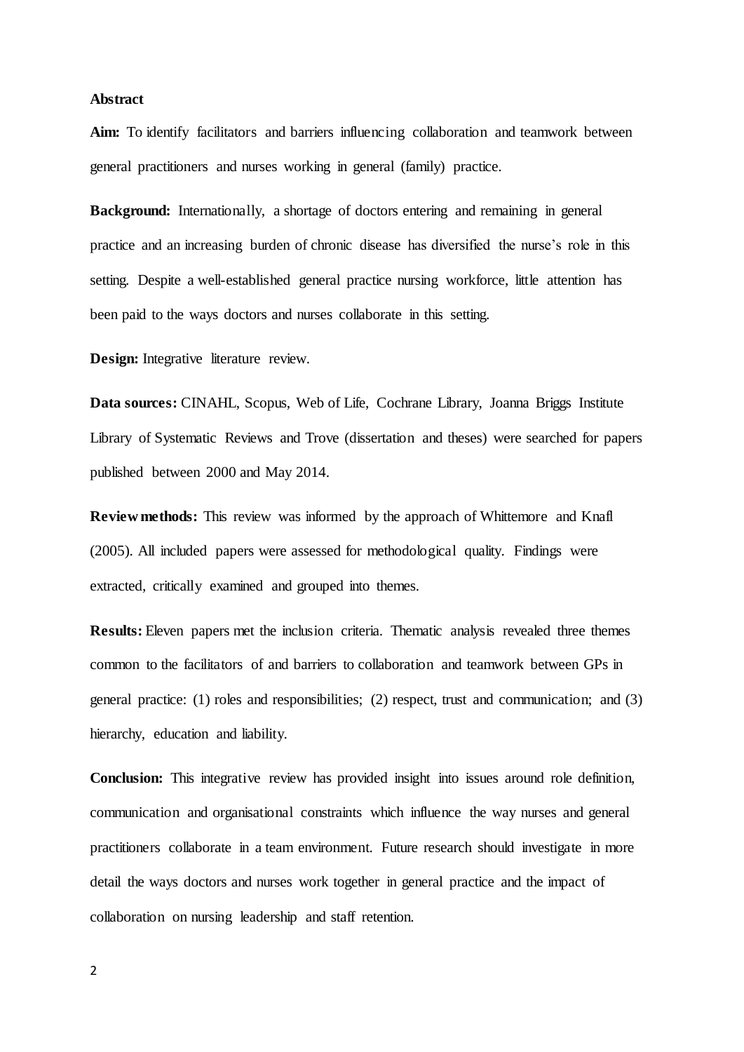**Abstract**

**Aim:** To identify facilitators and barriers influencing collaboration and teamwork between general practitioners and nurses working in general (family) practice.

**Background:** Internationally, a shortage of doctors entering and remaining in general practice and an increasing burden of chronic disease has diversified the nurse's role in this setting. Despite a well-established general practice nursing workforce, little attention has been paid to the ways doctors and nurses collaborate in this setting.

**Design:** Integrative literature review.

**Data sources:** CINAHL, Scopus, Web of Life, Cochrane Library, Joanna Briggs Institute Library of Systematic Reviews and Trove (dissertation and theses) were searched for papers published between 2000 and May 2014.

**Review methods:** This review was informed by the approach of Whittemore and Knafl (2005). All included papers were assessed for methodological quality. Findings were extracted, critically examined and grouped into themes.

**Results:** Eleven papers met the inclusion criteria. Thematic analysis revealed three themes common to the facilitators of and barriers to collaboration and teamwork between GPs in general practice: (1) roles and responsibilities; (2) respect, trust and communication; and (3) hierarchy, education and liability.

**Conclusion:** This integrative review has provided insight into issues around role definition, communication and organisational constraints which influence the way nurses and general practitioners collaborate in a team environment. Future research should investigate in more detail the ways doctors and nurses work together in general practice and the impact of collaboration on nursing leadership and staff retention.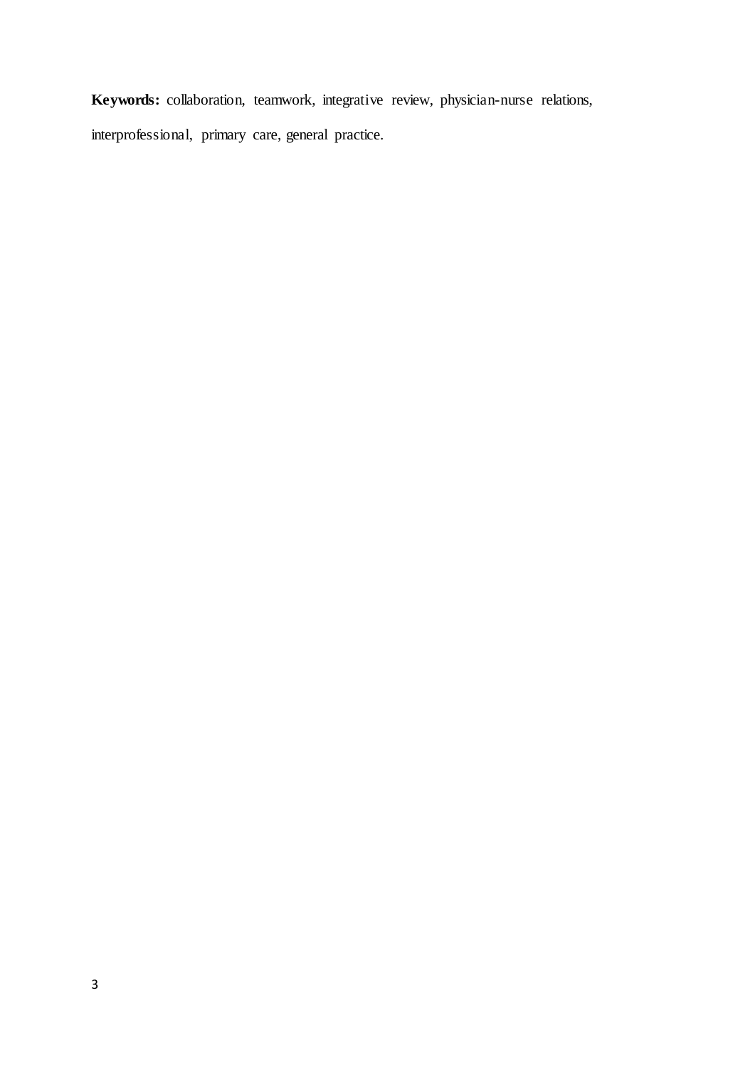**Keywords:** collaboration, teamwork, integrative review, physician-nurse relations, interprofessional, primary care, general practice.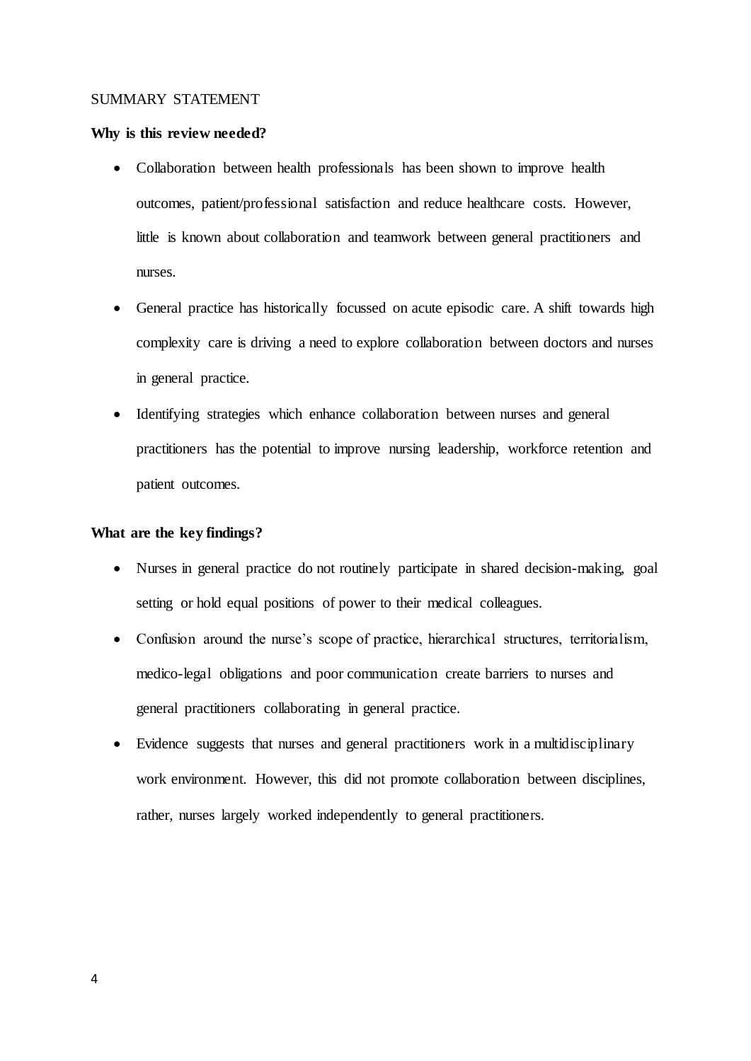SUMMARY STATEMENT

**Why is this review needed?**

- Collaboration between health professionals has been shown to improve health outcomes, patient/professional satisfaction and reduce healthcare costs. However, little is known about collaboration and teamwork between general practitioners and nurses.
- General practice has historically focussed on acute episodic care. A shift towards high complexity care is driving a need to explore collaboration between doctors and nurses in general practice.
- Identifying strategies which enhance collaboration between nurses and general practitioners has the potential to improve nursing leadership, workforce retention and patient outcomes.

**What are the key findings?**

- Nurses in general practice do not routinely participate in shared decision-making, goal setting or hold equal positions of power to their medical colleagues.
- Confusion around the nurse's scope of practice, hierarchical structures, territorialism, medico-legal obligations and poor communication create barriers to nurses and general practitioners collaborating in general practice.
- Evidence suggests that nurses and general practitioners work in a multidisciplinary work environment. However, this did not promote collaboration between disciplines, rather, nurses largely worked independently to general practitioners.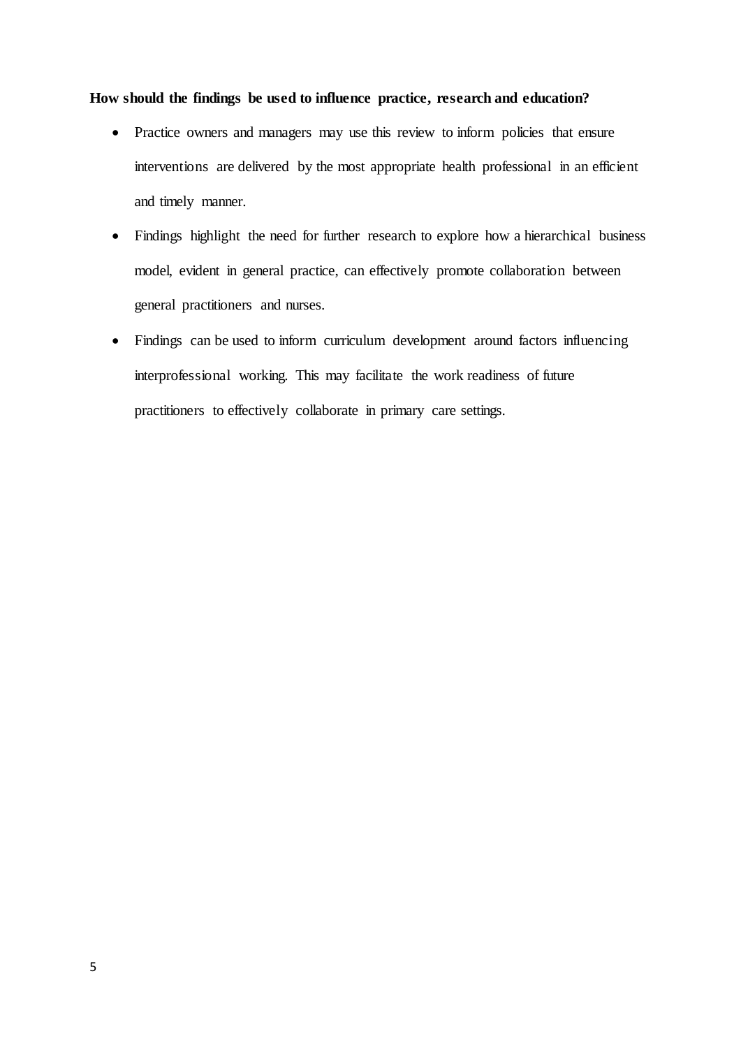**How should the findings be used to influence practice, research and education?**

- Practice owners and managers may use this review to inform policies that ensure interventions are delivered by the most appropriate health professional in an efficient and timely manner.
- Findings highlight the need for further research to explore how a hierarchical business model, evident in general practice, can effectively promote collaboration between general practitioners and nurses.
- Findings can be used to inform curriculum development around factors influencing interprofessional working. This may facilitate the work readiness of future practitioners to effectively collaborate in primary care settings.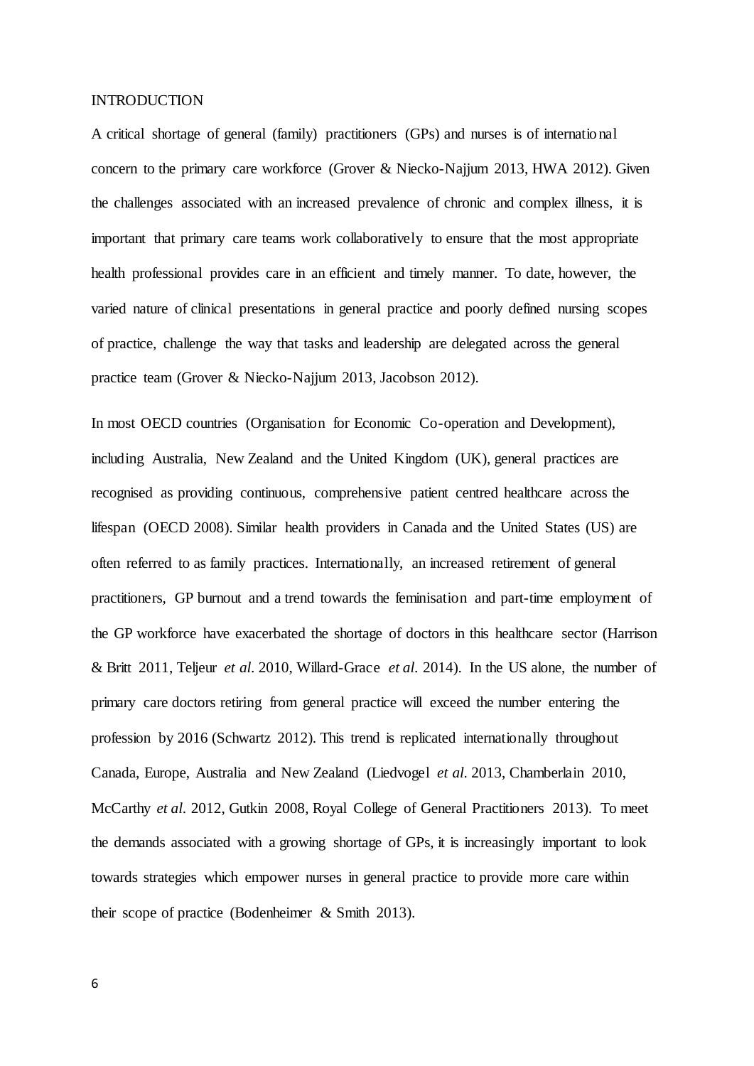# INTRODUCTION

A critical shortage of general (family) practitioners (GPs) and nurses is of international concern to the primary care workforce (Grover & Niecko-Najjum 2013, HWA 2012). Given the challenges associated with an increased prevalence of chronic and complex illness, it is important that primary care teams work collaboratively to ensure that the most appropriate health professional provides care in an efficient and timely manner. To date, however, the varied nature of clinical presentations in general practice and poorly defined nursing scopes of practice, challenge the way that tasks and leadership are delegated across the general practice team (Grover & Niecko-Najjum 2013, Jacobson 2012).

In most OECD countries (Organisation for Economic Co-operation and Development), including Australia, New Zealand and the United Kingdom (UK), general practices are recognised as providing continuous, comprehensive patient centred healthcare across the lifespan (OECD 2008). Similar health providers in Canada and the United States (US) are often referred to as family practices. Internationally, an increased retirement of general practitioners, GP burnout and a trend towards the feminisation and part-time employment of the GP workforce have exacerbated the shortage of doctors in this healthcare sector (Harrison & Britt 2011, Teljeur *et al.* 2010, Willard-Grace *et al.* 2014). In the US alone, the number of primary care doctors retiring from general practice will exceed the number entering the profession by 2016 (Schwartz 2012). This trend is replicated internationally throughout Canada, Europe, Australia and New Zealand (Liedvogel *et al.* 2013, Chamberlain 2010, McCarthy *et al.* 2012, Gutkin 2008, Royal College of General Practitioners 2013). To meet the demands associated with a growing shortage of GPs, it is increasingly important to look towards strategies which empower nurses in general practice to provide more care within their scope of practice (Bodenheimer & Smith 2013).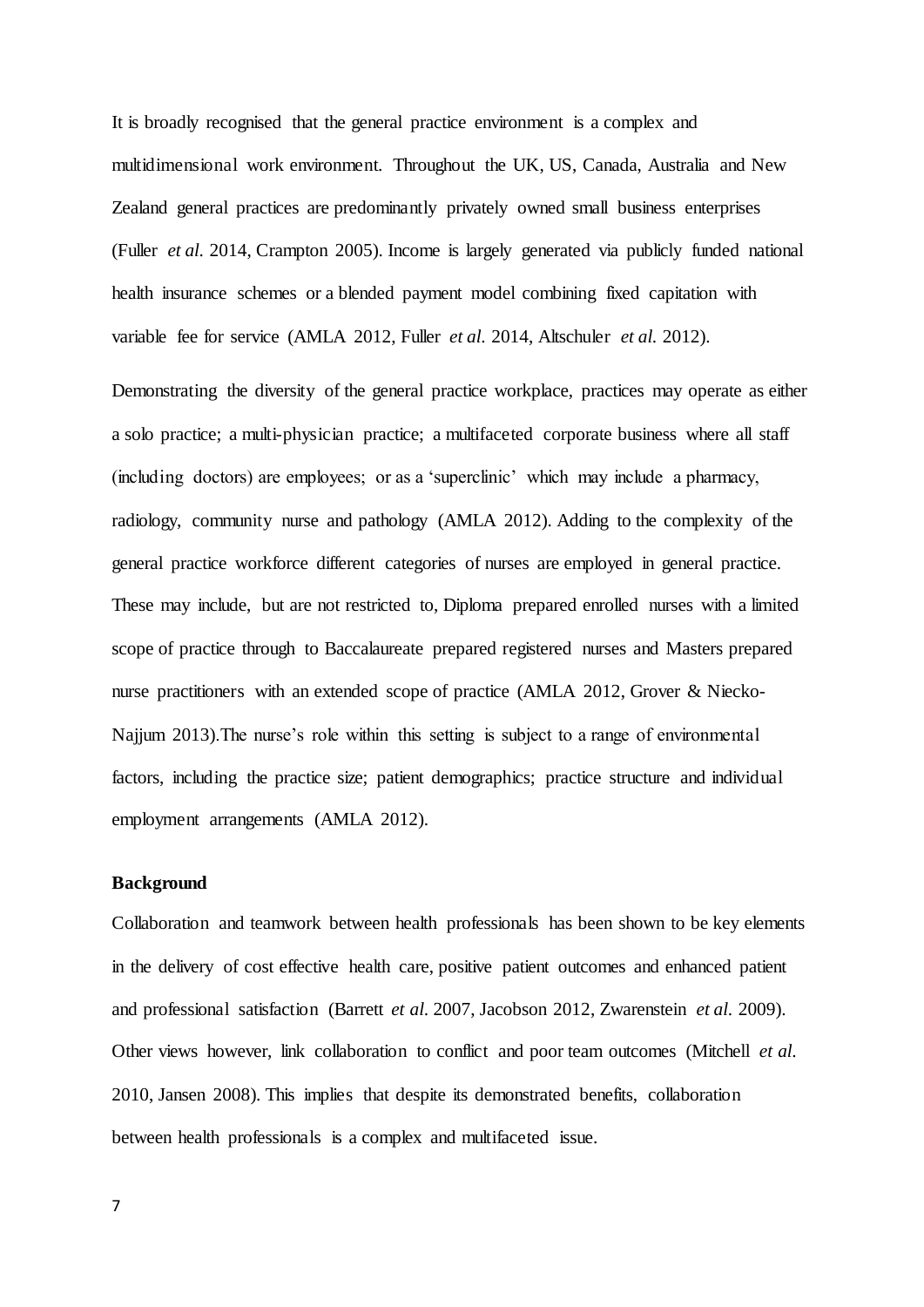It is broadly recognised that the general practice environment is a complex and multidimensional work environment. Throughout the UK, US, Canada, Australia and New Zealand general practices are predominantly privately owned small business enterprises (Fuller *et al.* 2014, Crampton 2005). Income is largely generated via publicly funded national health insurance schemes or a blended payment model combining fixed capitation with variable fee for service (AMLA 2012, Fuller *et al.* 2014, Altschuler *et al.* 2012).

Demonstrating the diversity of the general practice workplace, practices may operate as either a solo practice; a multi-physician practice; a multifaceted corporate business where all staff (including doctors) are employees; or as a 'superclinic' which may include a pharmacy, radiology, community nurse and pathology (AMLA 2012). Adding to the complexity of the general practice workforce different categories of nurses are employed in general practice. These may include, but are not restricted to, Diploma prepared enrolled nurses with a limited scope of practice through to Baccalaureate prepared registered nurses and Masters prepared nurse practitioners with an extended scope of practice (AMLA 2012, Grover & Niecko-Najjum 2013).The nurse's role within this setting is subject to a range of environmental factors, including the practice size; patient demographics; practice structure and individual employment arrangements (AMLA 2012).

**Background**

Collaboration and teamwork between health professionals has been shown to be key elements in the delivery of cost effective health care, positive patient outcomes and enhanced patient and professional satisfaction (Barrett *et al.* 2007, Jacobson 2012, Zwarenstein *et al.* 2009). Other views however, link collaboration to conflict and poor team outcomes (Mitchell *et al.* 2010, Jansen 2008). This implies that despite its demonstrated benefits, collaboration between health professionals is a complex and multifaceted issue.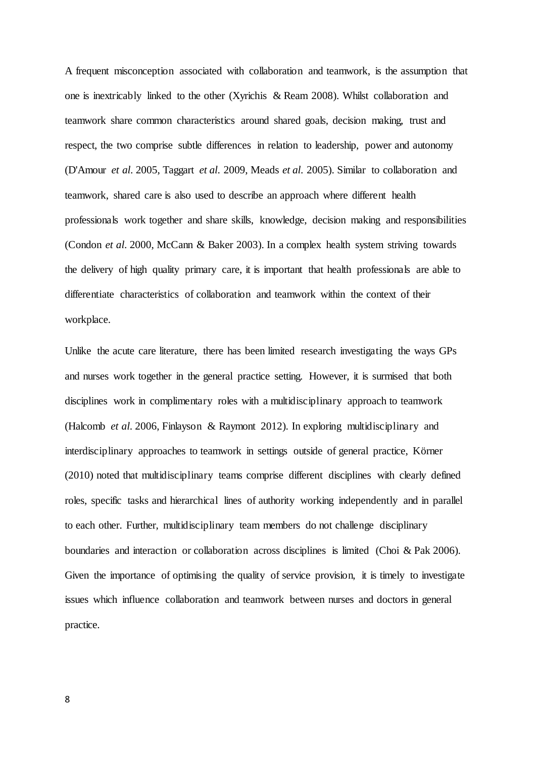A frequent misconception associated with collaboration and teamwork, is the assumption that one is inextricably linked to the other (Xyrichis & Ream 2008). Whilst collaboration and teamwork share common characteristics around shared goals, decision making, trust and respect, the two comprise subtle differences in relation to leadership, power and autonomy (D'Amour *et al*. 2005, Taggart *et al*. 2009, Meads *et al*. 2005). Similar to collaboration and teamwork, shared care is also used to describe an approach where different health professionals work together and share skills, knowledge, decision making and responsibilities (Condon *et al*. 2000, McCann & Baker 2003). In a complex health system striving towards the delivery of high quality primary care, it is important that health professionals are able to differentiate characteristics of collaboration and teamwork within the context of their workplace.

Unlike the acute care literature, there has been limited research investigating the ways GPs and nurses work together in the general practice setting. However, it is surmised that both disciplines work in complimentary roles with a multidisciplinary approach to teamwork (Halcomb *et al*. 2006, Finlayson & Raymont 2012). In exploring multidisciplinary and interdisciplinary approaches to teamwork in settings outside of general practice, Körner (2010) noted that multidisciplinary teams comprise different disciplines with clearly defined roles, specific tasks and hierarchical lines of authority working independently and in parallel to each other. Further, multidisciplinary team members do not challenge disciplinary boundaries and interaction or collaboration across disciplines is limited (Choi & Pak 2006). Given the importance of optimising the quality of service provision, it is timely to investigate issues which influence collaboration and teamwork between nurses and doctors in general practice.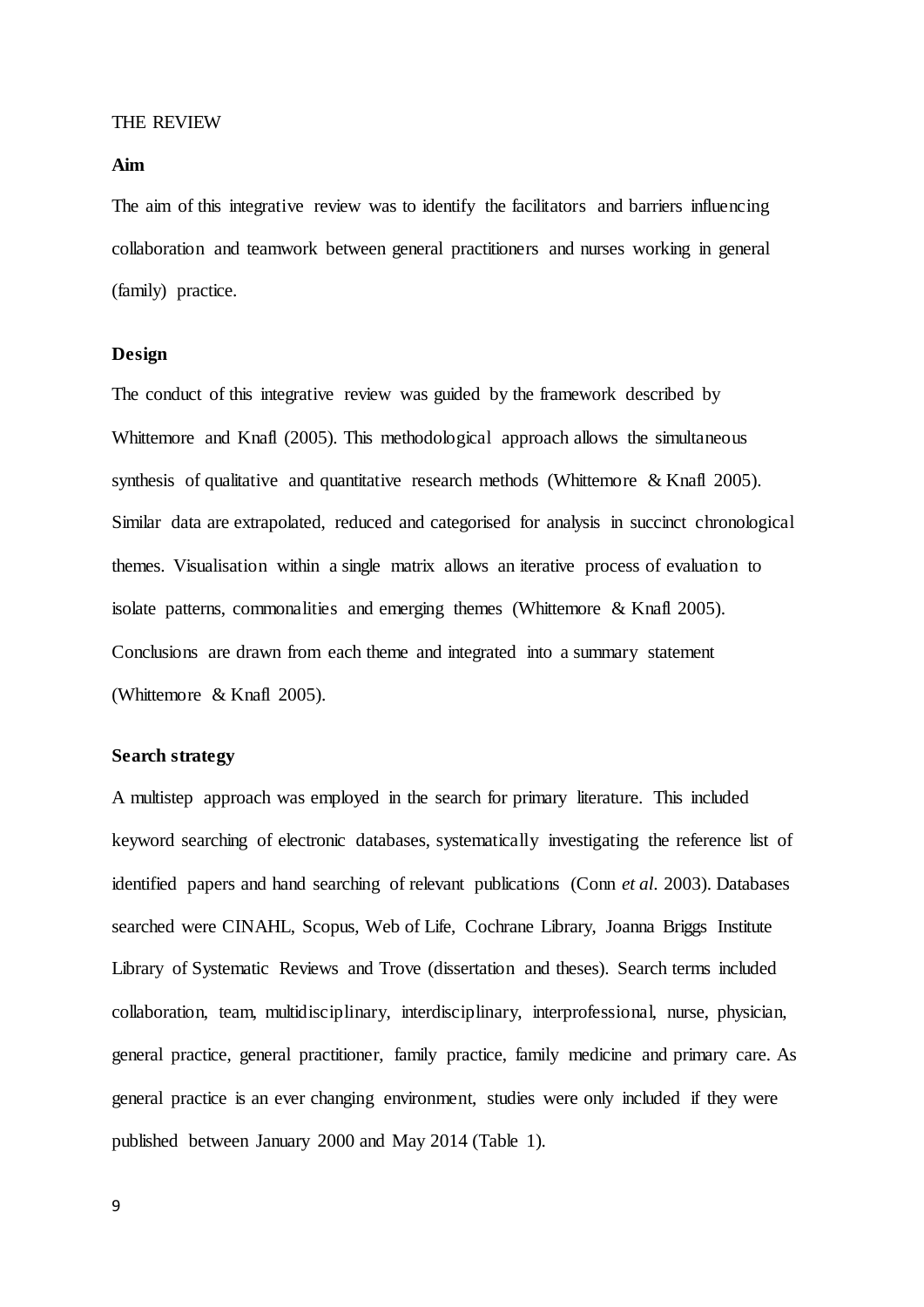THE REVIEW

### Aim

The aim of this integrative review was to identify the facilitators and barriers influencing collaboration and teamwork between general practitioners and nurses working in general (family) practice.

### Design

The conduct of this integrative review was guided by the framework described by Whittemore and Knafl (2005). This methodological approach allows the simultaneous synthesis of qualitative and quantitative research methods (Whittemore & Knafl 2005). Similar data are extrapolated, reduced and categorised for analysis in succinct chronological themes. Visualisation within a single matrix allows an iterative process of evaluation to isolate patterns, commonalities and emerging themes (Whittemore & Knafl 2005). Conclusions are drawn from each theme and integrated into a summary statement (Whittemore & Knafl 2005).

### Search strategy

A multistep approach was employed in the search for primary literature. This included keyword searching of electronic databases, systematically investigating the reference list of identified papers and hand searching of relevant publications (Conn *et al.* 2003). Databases searched were CINAHL, Scopus, Web of Life, Cochrane Library, Joanna Briggs Institute Library of Systematic Reviews and Trove (dissertation and theses). Search terms included collaboration, team, multidisciplinary, interdisciplinary, interprofessional, nurse, physician, general practice, general practitioner, family practice, family medicine and primary care. As general practice is an ever changing environment, studies were only included if they were published between January 2000 and May 2014 (Table 1).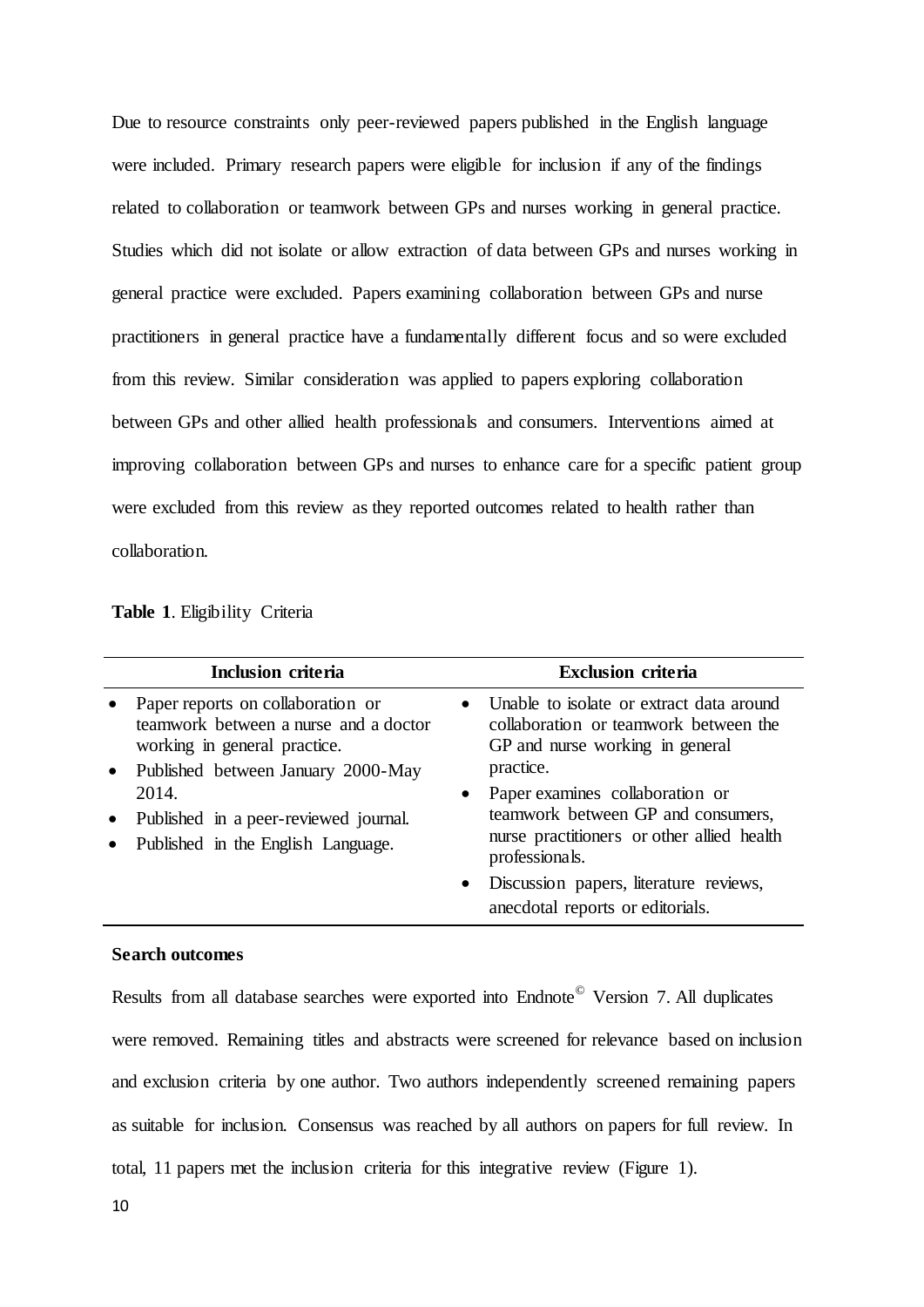Due to resource constraints only peer-reviewed papers published in the English language were included. Primary research papers were eligible for inclusion if any of the findings related to collaboration or teamwork between GPs and nurses working in general practice. Studies which did not isolate or allow extraction of data between GPs and nurses working in general practice were excluded. Papers examining collaboration between GPs and nurse practitioners in general practice have a fundamentally different focus and so were excluded from this review. Similar consideration was applied to papers exploring collaboration between GPs and other allied health professionals and consumers. Interventions aimed at improving collaboration between GPs and nurses to enhance care for a specific patient group were excluded from this review as they reported outcomes related to health rather than collaboration.

**Table 1**. Eligibility Criteria

| Inclusion criteria | Exclusion criteria |
|---|---|
| • Paper reports on collaboration or teamwork between a nurse and a doctor working in general practice.<br>• Published between January 2000-May 2014.<br>• Published in a peer-reviewed journal.<br>• Published in the English Language. | • Unable to isolate or extract data around collaboration or teamwork between the GP and nurse working in general practice.<br>• Paper examines collaboration or teamwork between GP and consumers, nurse practitioners or other allied health professionals.<br>• Discussion papers, literature reviews, anecdotal reports or editorials. |

**Search outcomes**

Results from all database searches were exported into Endnote© Version 7. All duplicates were removed. Remaining titles and abstracts were screened for relevance based on inclusion and exclusion criteria by one author. Two authors independently screened remaining papers as suitable for inclusion. Consensus was reached by all authors on papers for full review. In total, 11 papers met the inclusion criteria for this integrative review (Figure 1).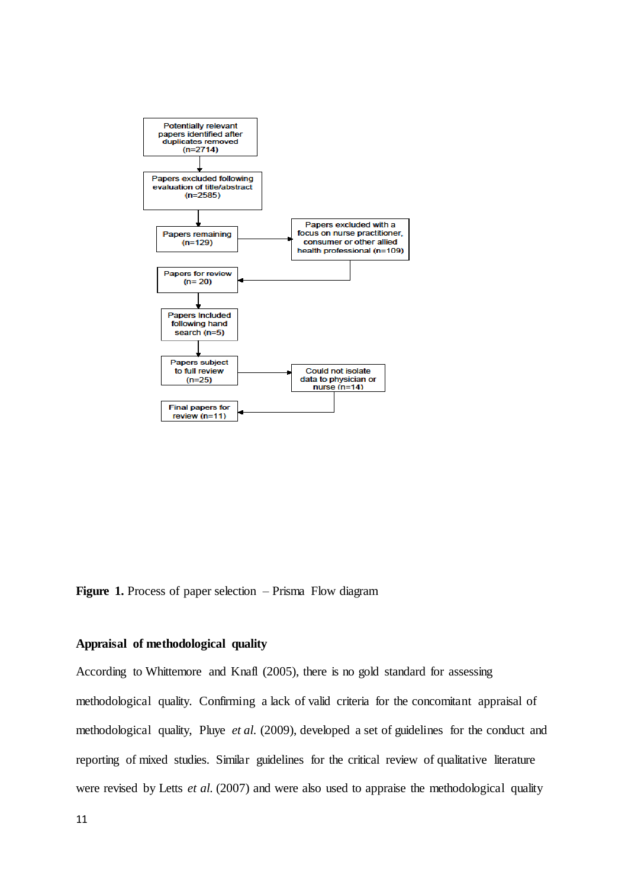Potentially relevant papers identified after duplicates removed (n=2714)

Papers excluded following evaluation of title/abstract (n=2585)

Papers remaining (n=129)

Papers excluded with a focus on nurse practitioner, consumer or other allied health professional (n=109)

Papers for review (n= 20)

Papers included following hand search (n=5)

Papers subject to full review (n=25)

Could not isolate data to physician or nurse (n=14)

Final papers for review (n=11)

**Figure 1.** Process of paper selection – Prisma Flow diagram

### Appraisal of methodological quality

According to Whittemore and Knafl (2005), there is no gold standard for assessing methodological quality. Confirming a lack of valid criteria for the concomitant appraisal of methodological quality, Pluye *et al.* (2009), developed a set of guidelines for the conduct and reporting of mixed studies. Similar guidelines for the critical review of qualitative literature were revised by Letts *et al.* (2007) and were also used to appraise the methodological quality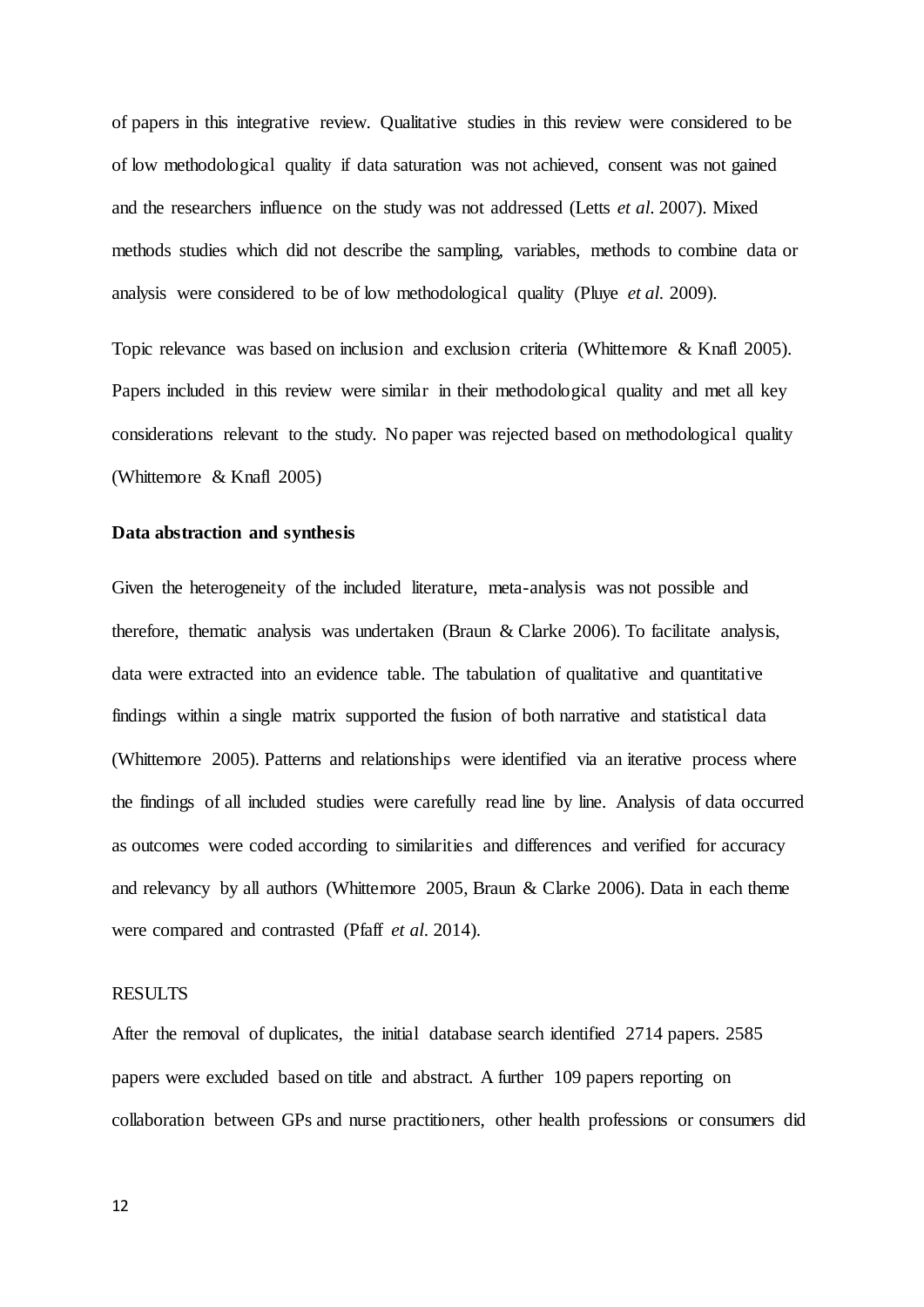of papers in this integrative review. Qualitative studies in this review were considered to be of low methodological quality if data saturation was not achieved, consent was not gained and the researchers influence on the study was not addressed (Letts *et al*. 2007). Mixed methods studies which did not describe the sampling, variables, methods to combine data or analysis were considered to be of low methodological quality (Pluye *et al*. 2009).

Topic relevance was based on inclusion and exclusion criteria (Whittemore & Knafl 2005). Papers included in this review were similar in their methodological quality and met all key considerations relevant to the study. No paper was rejected based on methodological quality (Whittemore & Knafl 2005)

**Data abstraction and synthesis**

Given the heterogeneity of the included literature, meta-analysis was not possible and therefore, thematic analysis was undertaken (Braun & Clarke 2006). To facilitate analysis, data were extracted into an evidence table. The tabulation of qualitative and quantitative findings within a single matrix supported the fusion of both narrative and statistical data (Whittemore 2005). Patterns and relationships were identified via an iterative process where the findings of all included studies were carefully read line by line. Analysis of data occurred as outcomes were coded according to similarities and differences and verified for accuracy and relevancy by all authors (Whittemore 2005, Braun & Clarke 2006). Data in each theme were compared and contrasted (Pfaff *et al*. 2014).

RESULTS

After the removal of duplicates, the initial database search identified 2714 papers. 2585 papers were excluded based on title and abstract. A further 109 papers reporting on collaboration between GPs and nurse practitioners, other health professions or consumers did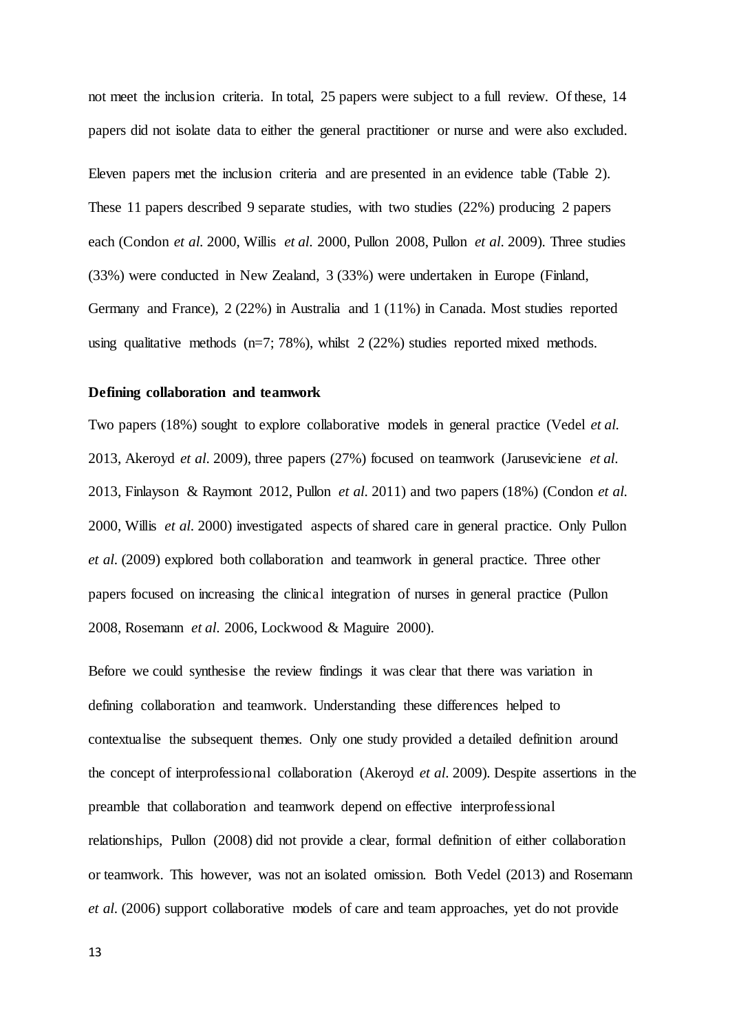not meet the inclusion criteria. In total, 25 papers were subject to a full review. Of these, 14 papers did not isolate data to either the general practitioner or nurse and were also excluded.

Eleven papers met the inclusion criteria and are presented in an evidence table (Table 2). These 11 papers described 9 separate studies, with two studies (22%) producing 2 papers each (Condon *et al.* 2000, Willis *et al.* 2000, Pullon 2008, Pullon *et al.* 2009). Three studies (33%) were conducted in New Zealand, 3 (33%) were undertaken in Europe (Finland, Germany and France), 2 (22%) in Australia and 1 (11%) in Canada. Most studies reported using qualitative methods (n=7; 78%), whilst 2 (22%) studies reported mixed methods.

**Defining collaboration and teamwork**

Two papers (18%) sought to explore collaborative models in general practice (Vedel *et al.* 2013, Akeroyd *et al.* 2009), three papers (27%) focused on teamwork (Jaruseviciene *et al.* 2013, Finlayson & Raymont 2012, Pullon *et al.* 2011) and two papers (18%) (Condon *et al.* 2000, Willis *et al.* 2000) investigated aspects of shared care in general practice. Only Pullon *et al.* (2009) explored both collaboration and teamwork in general practice. Three other papers focused on increasing the clinical integration of nurses in general practice (Pullon 2008, Rosemann *et al.* 2006, Lockwood & Maguire 2000).

Before we could synthesise the review findings it was clear that there was variation in defining collaboration and teamwork. Understanding these differences helped to contextualise the subsequent themes. Only one study provided a detailed definition around the concept of interprofessional collaboration (Akeroyd *et al.* 2009). Despite assertions in the preamble that collaboration and teamwork depend on effective interprofessional relationships, Pullon (2008) did not provide a clear, formal definition of either collaboration or teamwork. This however, was not an isolated omission. Both Vedel (2013) and Rosemann *et al.* (2006) support collaborative models of care and team approaches, yet do not provide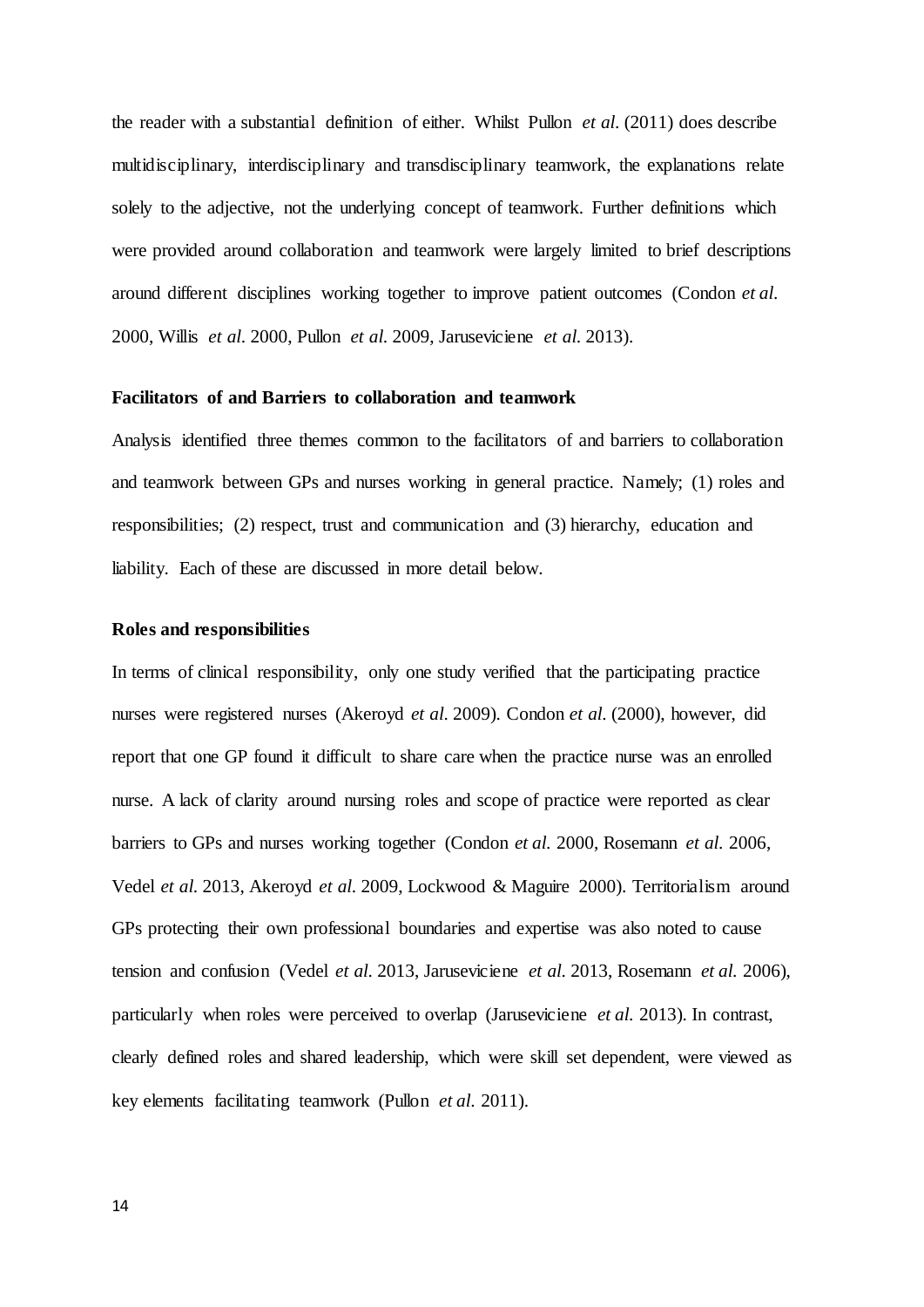the reader with a substantial definition of either. Whilst Pullon *et al.* (2011) does describe multidisciplinary, interdisciplinary and transdisciplinary teamwork, the explanations relate solely to the adjective, not the underlying concept of teamwork. Further definitions which were provided around collaboration and teamwork were largely limited to brief descriptions around different disciplines working together to improve patient outcomes (Condon *et al.* 2000, Willis *et al.* 2000, Pullon *et al.* 2009, Jaruseviciene *et al.* 2013).

### Facilitators of and Barriers to collaboration and teamwork

Analysis identified three themes common to the facilitators of and barriers to collaboration and teamwork between GPs and nurses working in general practice. Namely; (1) roles and responsibilities; (2) respect, trust and communication and (3) hierarchy, education and liability. Each of these are discussed in more detail below.

### Roles and responsibilities

In terms of clinical responsibility, only one study verified that the participating practice nurses were registered nurses (Akeroyd *et al.* 2009). Condon *et al.* (2000), however, did report that one GP found it difficult to share care when the practice nurse was an enrolled nurse. A lack of clarity around nursing roles and scope of practice were reported as clear barriers to GPs and nurses working together (Condon *et al.* 2000, Rosemann *et al.* 2006, Vedel *et al.* 2013, Akeroyd *et al.* 2009, Lockwood & Maguire 2000). Territorialism around GPs protecting their own professional boundaries and expertise was also noted to cause tension and confusion (Vedel *et al.* 2013, Jaruseviciene *et al.* 2013, Rosemann *et al.* 2006), particularly when roles were perceived to overlap (Jaruseviciene *et al.* 2013). In contrast, clearly defined roles and shared leadership, which were skill set dependent, were viewed as key elements facilitating teamwork (Pullon *et al.* 2011).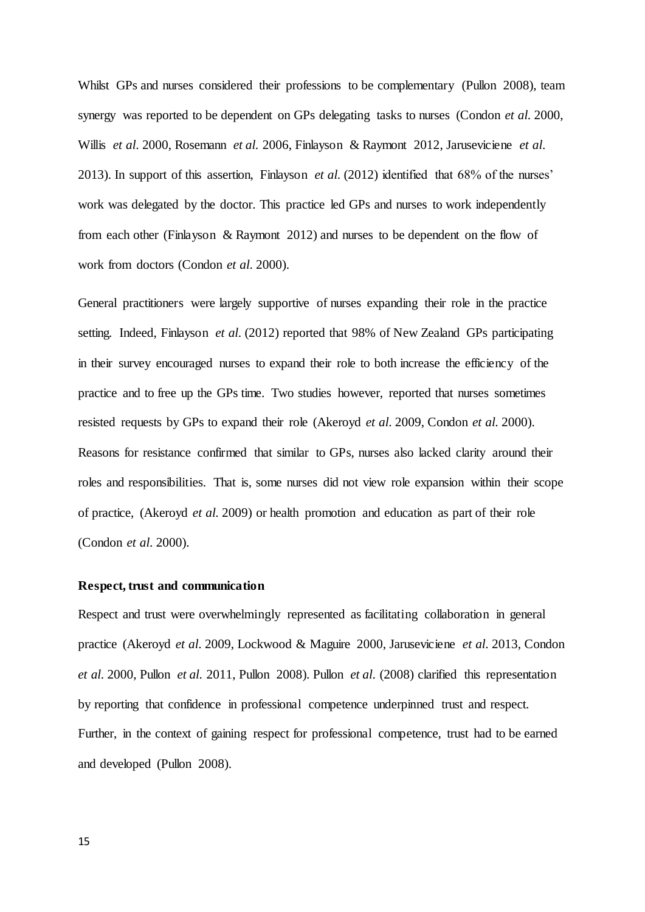Whilst GPs and nurses considered their professions to be complementary (Pullon 2008), team synergy was reported to be dependent on GPs delegating tasks to nurses (Condon *et al.* 2000, Willis *et al.* 2000, Rosemann *et al.* 2006, Finlayson & Raymont 2012, Jaruseviciene *et al.* 2013). In support of this assertion, Finlayson *et al.* (2012) identified that 68% of the nurses' work was delegated by the doctor. This practice led GPs and nurses to work independently from each other (Finlayson & Raymont 2012) and nurses to be dependent on the flow of work from doctors (Condon *et al.* 2000).

General practitioners were largely supportive of nurses expanding their role in the practice setting. Indeed, Finlayson *et al.* (2012) reported that 98% of New Zealand GPs participating in their survey encouraged nurses to expand their role to both increase the efficiency of the practice and to free up the GPs time. Two studies however, reported that nurses sometimes resisted requests by GPs to expand their role (Akeroyd *et al.* 2009, Condon *et al.* 2000). Reasons for resistance confirmed that similar to GPs, nurses also lacked clarity around their roles and responsibilities. That is, some nurses did not view role expansion within their scope of practice, (Akeroyd *et al.* 2009) or health promotion and education as part of their role (Condon *et al.* 2000).

**Respect, trust and communication**

Respect and trust were overwhelmingly represented as facilitating collaboration in general practice (Akeroyd *et al.* 2009, Lockwood & Maguire 2000, Jaruseviciene *et al.* 2013, Condon *et al.* 2000, Pullon *et al.* 2011, Pullon 2008). Pullon *et al.* (2008) clarified this representation by reporting that confidence in professional competence underpinned trust and respect. Further, in the context of gaining respect for professional competence, trust had to be earned and developed (Pullon 2008).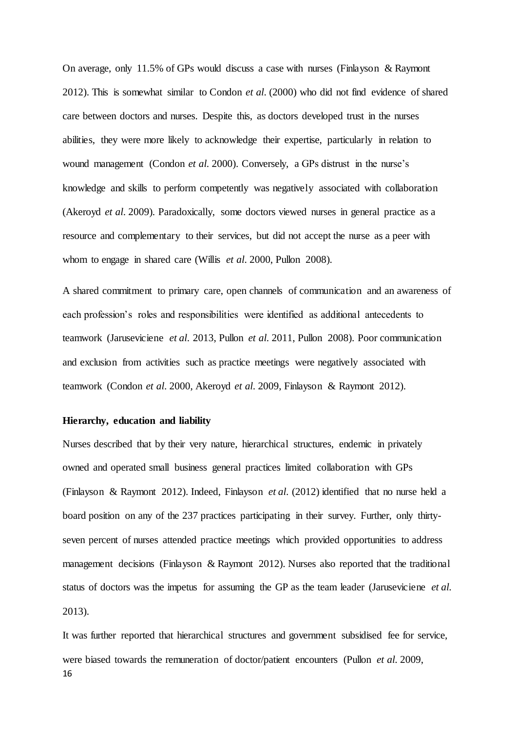On average, only 11.5% of GPs would discuss a case with nurses (Finlayson & Raymont 2012). This is somewhat similar to Condon *et al.* (2000) who did not find evidence of shared care between doctors and nurses. Despite this, as doctors developed trust in the nurses abilities, they were more likely to acknowledge their expertise, particularly in relation to wound management (Condon *et al.* 2000). Conversely, a GPs distrust in the nurse's knowledge and skills to perform competently was negatively associated with collaboration (Akeroyd *et al.* 2009). Paradoxically, some doctors viewed nurses in general practice as a resource and complementary to their services, but did not accept the nurse as a peer with whom to engage in shared care (Willis *et al.* 2000, Pullon 2008).

A shared commitment to primary care, open channels of communication and an awareness of each profession's roles and responsibilities were identified as additional antecedents to teamwork (Jaruseviciene *et al.* 2013, Pullon *et al.* 2011, Pullon 2008). Poor communication and exclusion from activities such as practice meetings were negatively associated with teamwork (Condon *et al.* 2000, Akeroyd *et al.* 2009, Finlayson & Raymont 2012).

**Hierarchy, education and liability**

Nurses described that by their very nature, hierarchical structures, endemic in privately owned and operated small business general practices limited collaboration with GPs (Finlayson & Raymont 2012). Indeed, Finlayson *et al.* (2012) identified that no nurse held a board position on any of the 237 practices participating in their survey. Further, only thirty-seven percent of nurses attended practice meetings which provided opportunities to address management decisions (Finlayson & Raymont 2012). Nurses also reported that the traditional status of doctors was the impetus for assuming the GP as the team leader (Jaruseviciene *et al.* 2013).

It was further reported that hierarchical structures and government subsidised fee for service, were biased towards the remuneration of doctor/patient encounters (Pullon *et al.* 2009,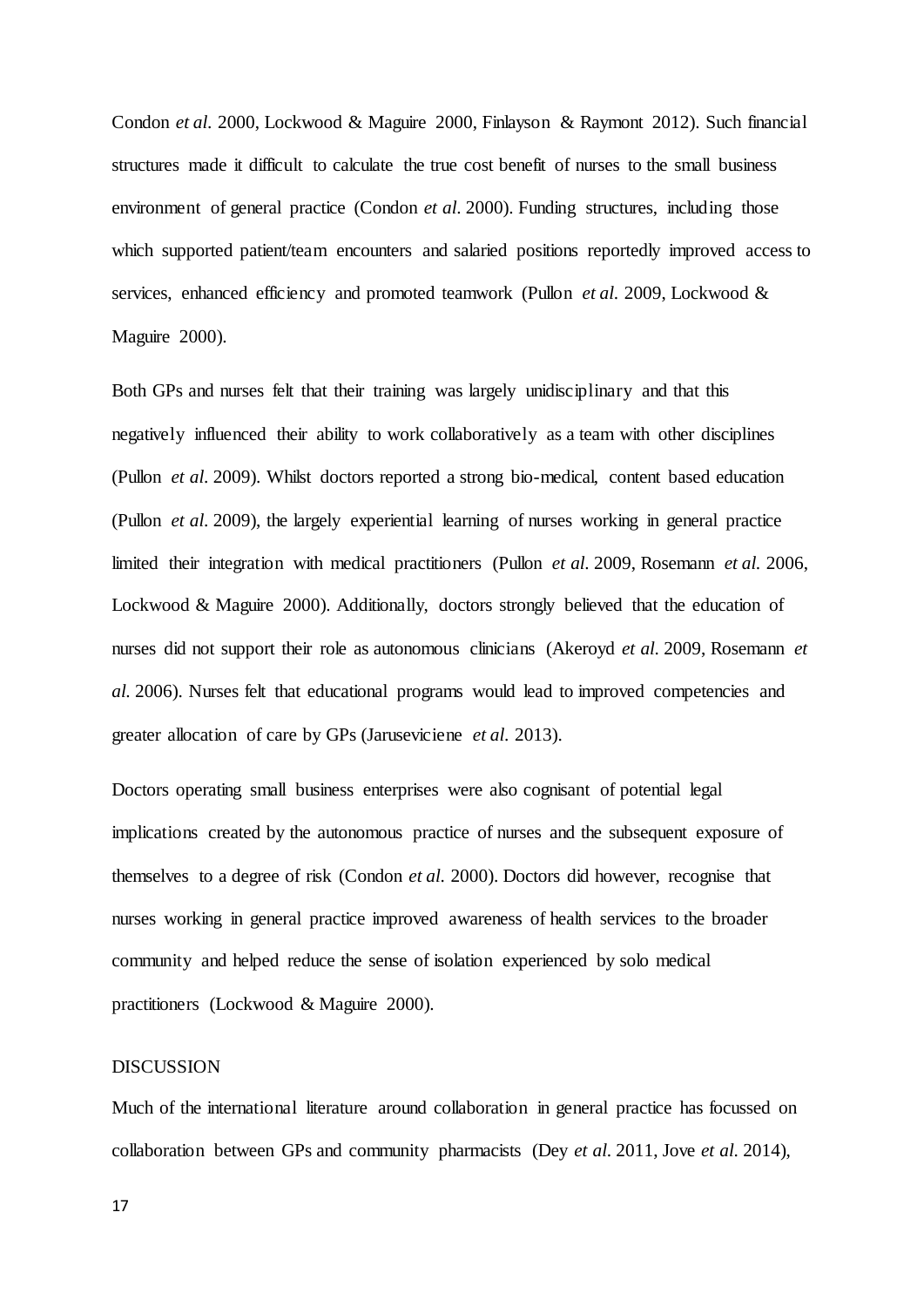Condon *et al.* 2000, Lockwood & Maguire 2000, Finlayson & Raymont 2012). Such financial structures made it difficult to calculate the true cost benefit of nurses to the small business environment of general practice (Condon *et al.* 2000). Funding structures, including those which supported patient/team encounters and salaried positions reportedly improved access to services, enhanced efficiency and promoted teamwork (Pullon *et al.* 2009, Lockwood & Maguire 2000).

Both GPs and nurses felt that their training was largely unidisciplinary and that this negatively influenced their ability to work collaboratively as a team with other disciplines (Pullon *et al.* 2009). Whilst doctors reported a strong bio-medical, content based education (Pullon *et al.* 2009), the largely experiential learning of nurses working in general practice limited their integration with medical practitioners (Pullon *et al.* 2009, Rosemann *et al.* 2006, Lockwood & Maguire 2000). Additionally, doctors strongly believed that the education of nurses did not support their role as autonomous clinicians (Akeroyd *et al.* 2009, Rosemann *et al.* 2006). Nurses felt that educational programs would lead to improved competencies and greater allocation of care by GPs (Jaruseviciene *et al.* 2013).

Doctors operating small business enterprises were also cognisant of potential legal implications created by the autonomous practice of nurses and the subsequent exposure of themselves to a degree of risk (Condon *et al.* 2000). Doctors did however, recognise that nurses working in general practice improved awareness of health services to the broader community and helped reduce the sense of isolation experienced by solo medical practitioners (Lockwood & Maguire 2000).

## DISCUSSION

Much of the international literature around collaboration in general practice has focussed on collaboration between GPs and community pharmacists (Dey *et al.* 2011, Jove *et al.* 2014),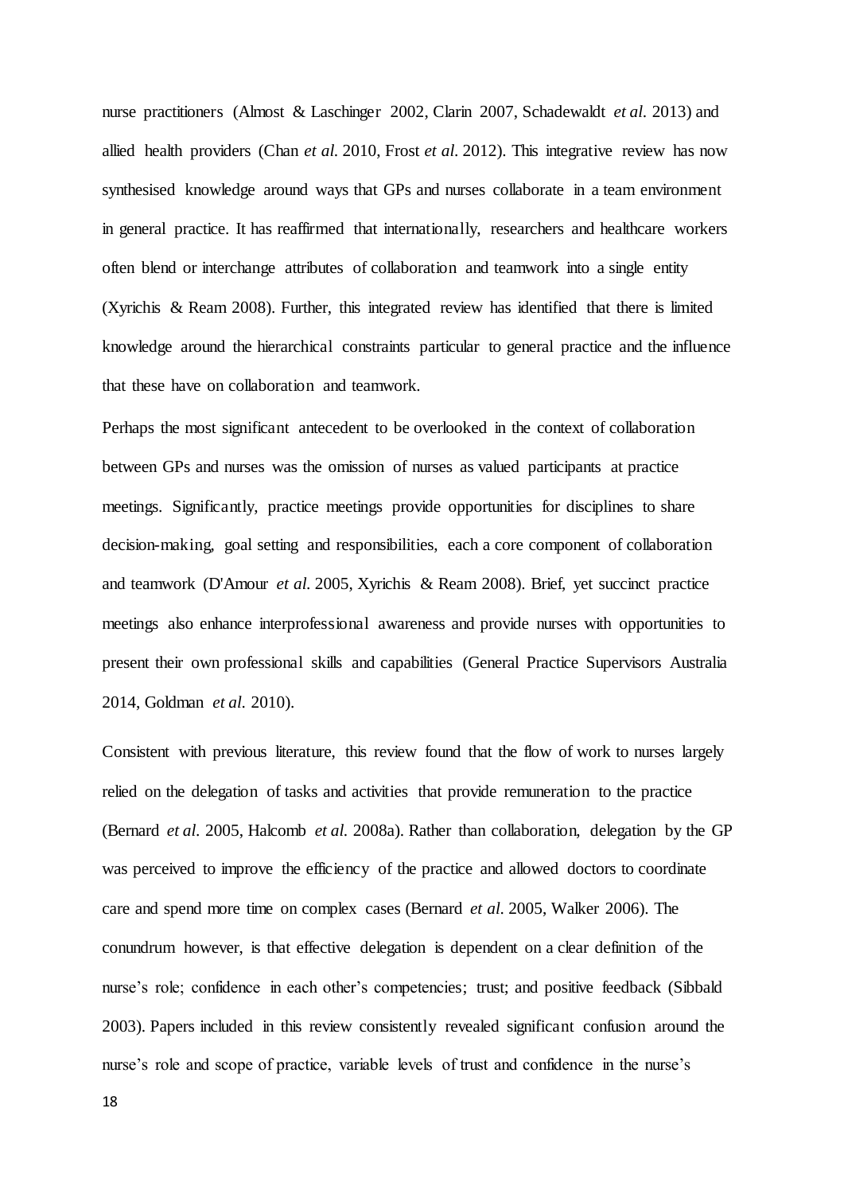nurse practitioners (Almost & Laschinger 2002, Clarin 2007, Schadewaldt *et al.* 2013) and allied health providers (Chan *et al.* 2010, Frost *et al.* 2012). This integrative review has now synthesised knowledge around ways that GPs and nurses collaborate in a team environment in general practice. It has reaffirmed that internationally, researchers and healthcare workers often blend or interchange attributes of collaboration and teamwork into a single entity (Xyrichis & Ream 2008). Further, this integrated review has identified that there is limited knowledge around the hierarchical constraints particular to general practice and the influence that these have on collaboration and teamwork.

Perhaps the most significant antecedent to be overlooked in the context of collaboration between GPs and nurses was the omission of nurses as valued participants at practice meetings. Significantly, practice meetings provide opportunities for disciplines to share decision-making, goal setting and responsibilities, each a core component of collaboration and teamwork (D'Amour *et al.* 2005, Xyrichis & Ream 2008). Brief, yet succinct practice meetings also enhance interprofessional awareness and provide nurses with opportunities to present their own professional skills and capabilities (General Practice Supervisors Australia 2014, Goldman *et al.* 2010).

Consistent with previous literature, this review found that the flow of work to nurses largely relied on the delegation of tasks and activities that provide remuneration to the practice (Bernard *et al.* 2005, Halcomb *et al.* 2008a). Rather than collaboration, delegation by the GP was perceived to improve the efficiency of the practice and allowed doctors to coordinate care and spend more time on complex cases (Bernard *et al.* 2005, Walker 2006). The conundrum however, is that effective delegation is dependent on a clear definition of the nurse's role; confidence in each other's competencies; trust; and positive feedback (Sibbald 2003). Papers included in this review consistently revealed significant confusion around the nurse's role and scope of practice, variable levels of trust and confidence in the nurse's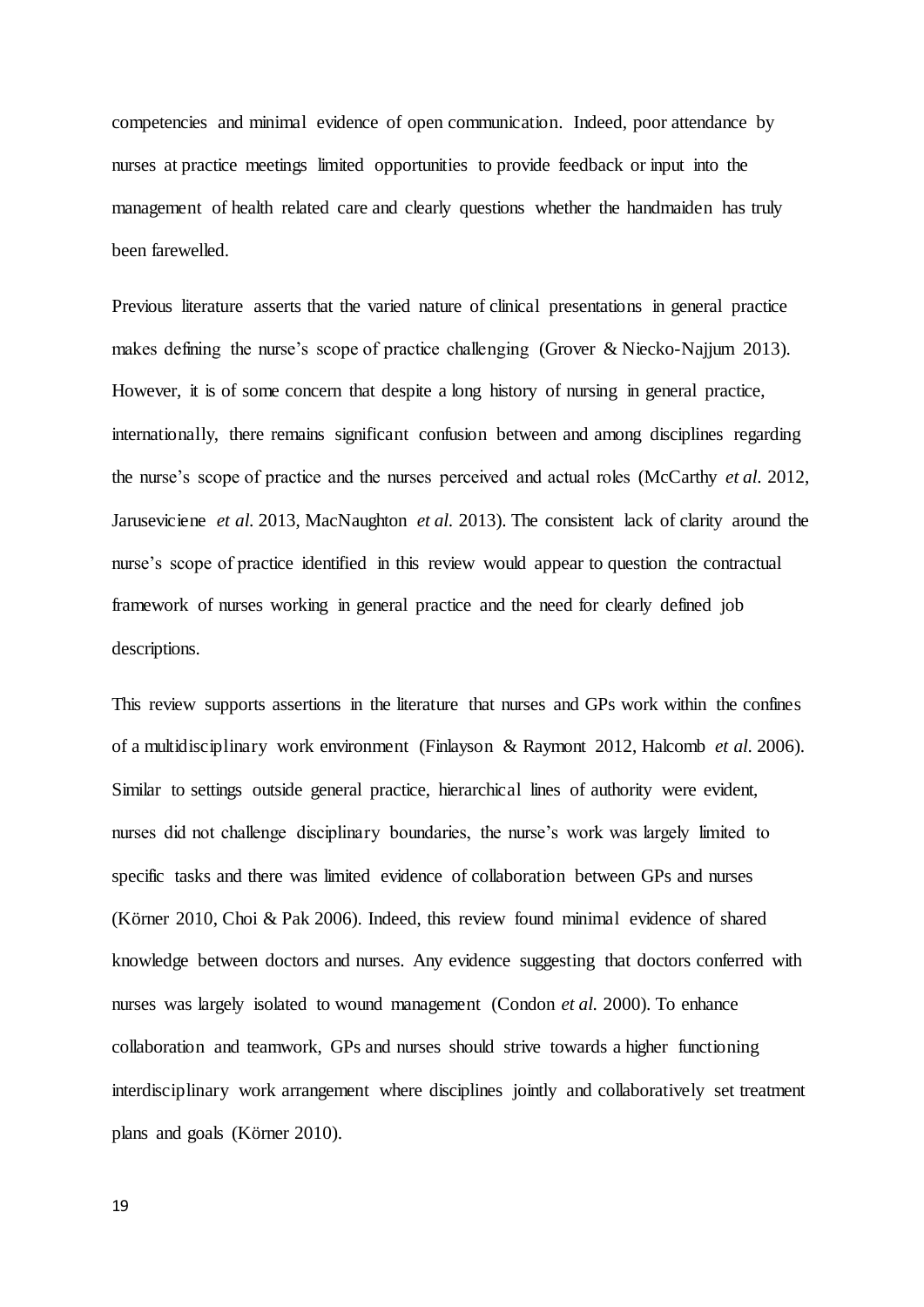competencies and minimal evidence of open communication. Indeed, poor attendance by nurses at practice meetings limited opportunities to provide feedback or input into the management of health related care and clearly questions whether the handmaiden has truly been farewelled.

Previous literature asserts that the varied nature of clinical presentations in general practice makes defining the nurse's scope of practice challenging (Grover & Niecko-Najjum 2013). However, it is of some concern that despite a long history of nursing in general practice, internationally, there remains significant confusion between and among disciplines regarding the nurse's scope of practice and the nurses perceived and actual roles (McCarthy *et al.* 2012, Jaruseviciene *et al.* 2013, MacNaughton *et al.* 2013). The consistent lack of clarity around the nurse's scope of practice identified in this review would appear to question the contractual framework of nurses working in general practice and the need for clearly defined job descriptions.

This review supports assertions in the literature that nurses and GPs work within the confines of a multidisciplinary work environment (Finlayson & Raymont 2012, Halcomb *et al.* 2006). Similar to settings outside general practice, hierarchical lines of authority were evident, nurses did not challenge disciplinary boundaries, the nurse's work was largely limited to specific tasks and there was limited evidence of collaboration between GPs and nurses (Körner 2010, Choi & Pak 2006). Indeed, this review found minimal evidence of shared knowledge between doctors and nurses. Any evidence suggesting that doctors conferred with nurses was largely isolated to wound management (Condon *et al.* 2000). To enhance collaboration and teamwork, GPs and nurses should strive towards a higher functioning interdisciplinary work arrangement where disciplines jointly and collaboratively set treatment plans and goals (Körner 2010).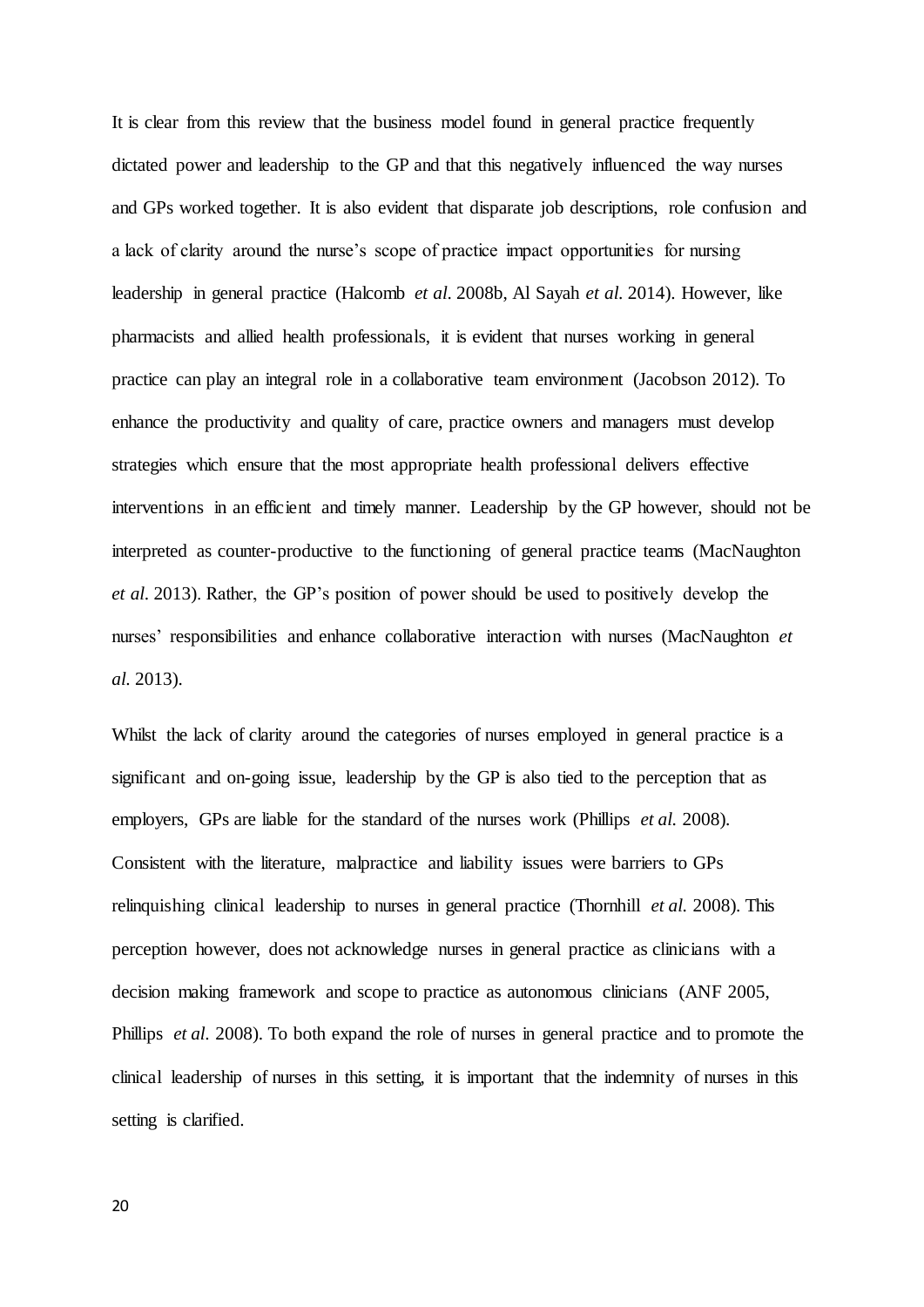It is clear from this review that the business model found in general practice frequently dictated power and leadership to the GP and that this negatively influenced the way nurses and GPs worked together. It is also evident that disparate job descriptions, role confusion and a lack of clarity around the nurse's scope of practice impact opportunities for nursing leadership in general practice (Halcomb *et al.* 2008b, Al Sayah *et al.* 2014). However, like pharmacists and allied health professionals, it is evident that nurses working in general practice can play an integral role in a collaborative team environment (Jacobson 2012). To enhance the productivity and quality of care, practice owners and managers must develop strategies which ensure that the most appropriate health professional delivers effective interventions in an efficient and timely manner. Leadership by the GP however, should not be interpreted as counter-productive to the functioning of general practice teams (MacNaughton *et al.* 2013). Rather, the GP's position of power should be used to positively develop the nurses' responsibilities and enhance collaborative interaction with nurses (MacNaughton *et al.* 2013).

Whilst the lack of clarity around the categories of nurses employed in general practice is a significant and on-going issue, leadership by the GP is also tied to the perception that as employers, GPs are liable for the standard of the nurses work (Phillips *et al.* 2008). Consistent with the literature, malpractice and liability issues were barriers to GPs relinquishing clinical leadership to nurses in general practice (Thornhill *et al.* 2008). This perception however, does not acknowledge nurses in general practice as clinicians with a decision making framework and scope to practice as autonomous clinicians (ANF 2005, Phillips *et al.* 2008). To both expand the role of nurses in general practice and to promote the clinical leadership of nurses in this setting, it is important that the indemnity of nurses in this setting is clarified.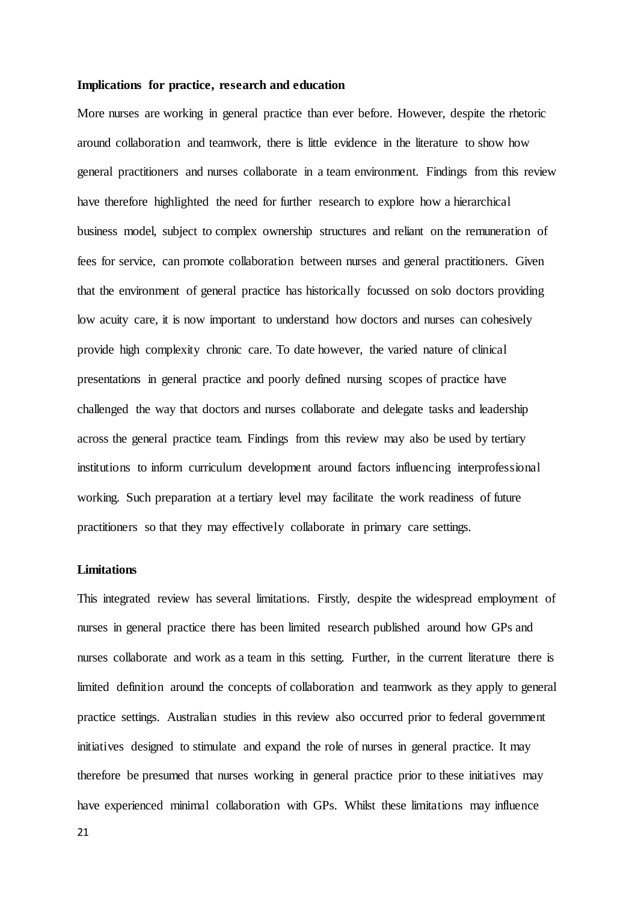**Implications for practice, research and education**

More nurses are working in general practice than ever before. However, despite the rhetoric around collaboration and teamwork, there is little evidence in the literature to show how general practitioners and nurses collaborate in a team environment. Findings from this review have therefore highlighted the need for further research to explore how a hierarchical business model, subject to complex ownership structures and reliant on the remuneration of fees for service, can promote collaboration between nurses and general practitioners. Given that the environment of general practice has historically focussed on solo doctors providing low acuity care, it is now important to understand how doctors and nurses can cohesively provide high complexity chronic care. To date however, the varied nature of clinical presentations in general practice and poorly defined nursing scopes of practice have challenged the way that doctors and nurses collaborate and delegate tasks and leadership across the general practice team. Findings from this review may also be used by tertiary institutions to inform curriculum development around factors influencing interprofessional working. Such preparation at a tertiary level may facilitate the work readiness of future practitioners so that they may effectively collaborate in primary care settings.

**Limitations**

This integrated review has several limitations. Firstly, despite the widespread employment of nurses in general practice there has been limited research published around how GPs and nurses collaborate and work as a team in this setting. Further, in the current literature there is limited definition around the concepts of collaboration and teamwork as they apply to general practice settings. Australian studies in this review also occurred prior to federal government initiatives designed to stimulate and expand the role of nurses in general practice. It may therefore be presumed that nurses working in general practice prior to these initiatives may have experienced minimal collaboration with GPs. Whilst these limitations may influence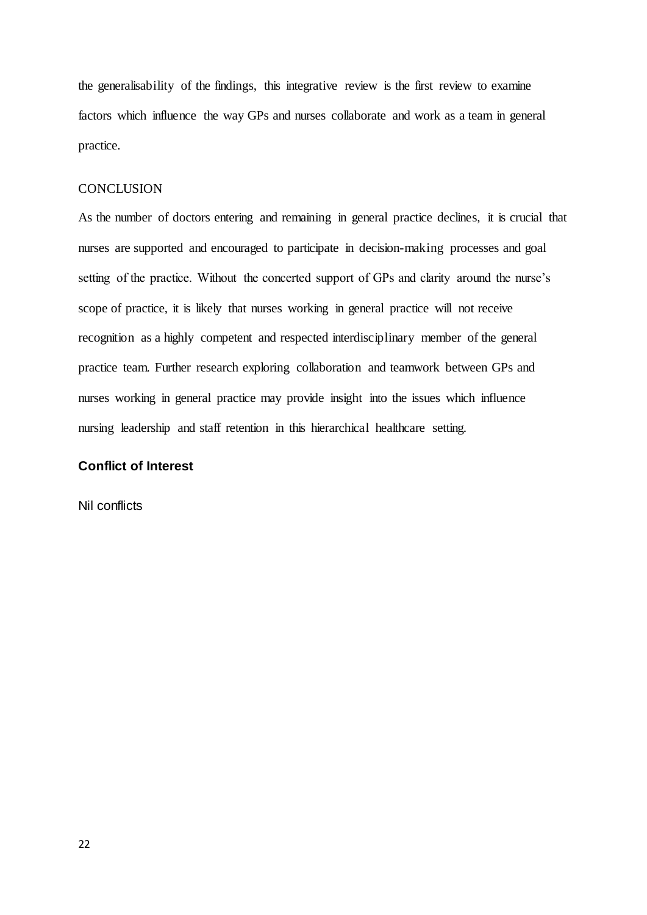the generalisability of the findings, this integrative review is the first review to examine factors which influence the way GPs and nurses collaborate and work as a team in general practice.

## CONCLUSION

As the number of doctors entering and remaining in general practice declines, it is crucial that nurses are supported and encouraged to participate in decision-making processes and goal setting of the practice. Without the concerted support of GPs and clarity around the nurse's scope of practice, it is likely that nurses working in general practice will not receive recognition as a highly competent and respected interdisciplinary member of the general practice team. Further research exploring collaboration and teamwork between GPs and nurses working in general practice may provide insight into the issues which influence nursing leadership and staff retention in this hierarchical healthcare setting.

## Conflict of Interest

Nil conflicts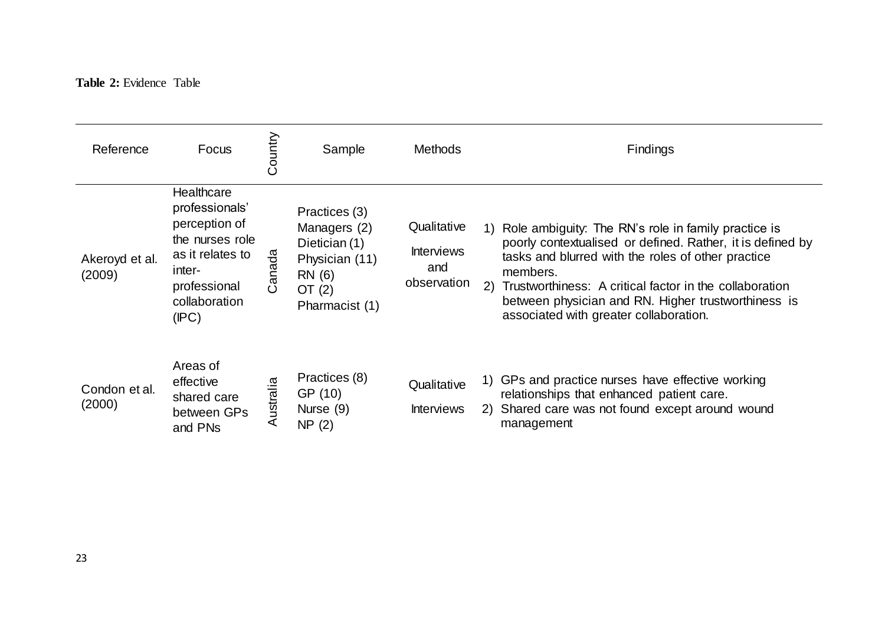**Table 2:** Evidence Table

| Reference | Focus | Country | Sample | Methods | Findings |
|---|---|---|---|---|---|
| Akeroyd et al. (2009) | Healthcare professionals' perception of the nurses role as it relates to inter-professional collaboration (IPC) | Canada | Practices (3) Managers (2) Dietician (1) Physician (11) RN (6) OT (2) Pharmacist (1) | Qualitative Interviews and observation | 1) Role ambiguity: The RN's role in family practice is poorly contextualised or defined. Rather, it is defined by tasks and blurred with the roles of other practice members. 2) Trustworthiness: A critical factor in the collaboration between physician and RN. Higher trustworthiness is associated with greater collaboration. |
| Condon et al. (2000) | Areas of effective shared care between GPs and PNs | Australia | Practices (8) GP (10) Nurse (9) NP (2) | Qualitative Interviews | 1) GPs and practice nurses have effective working relationships that enhanced patient care. 2) Shared care was not found except around wound management |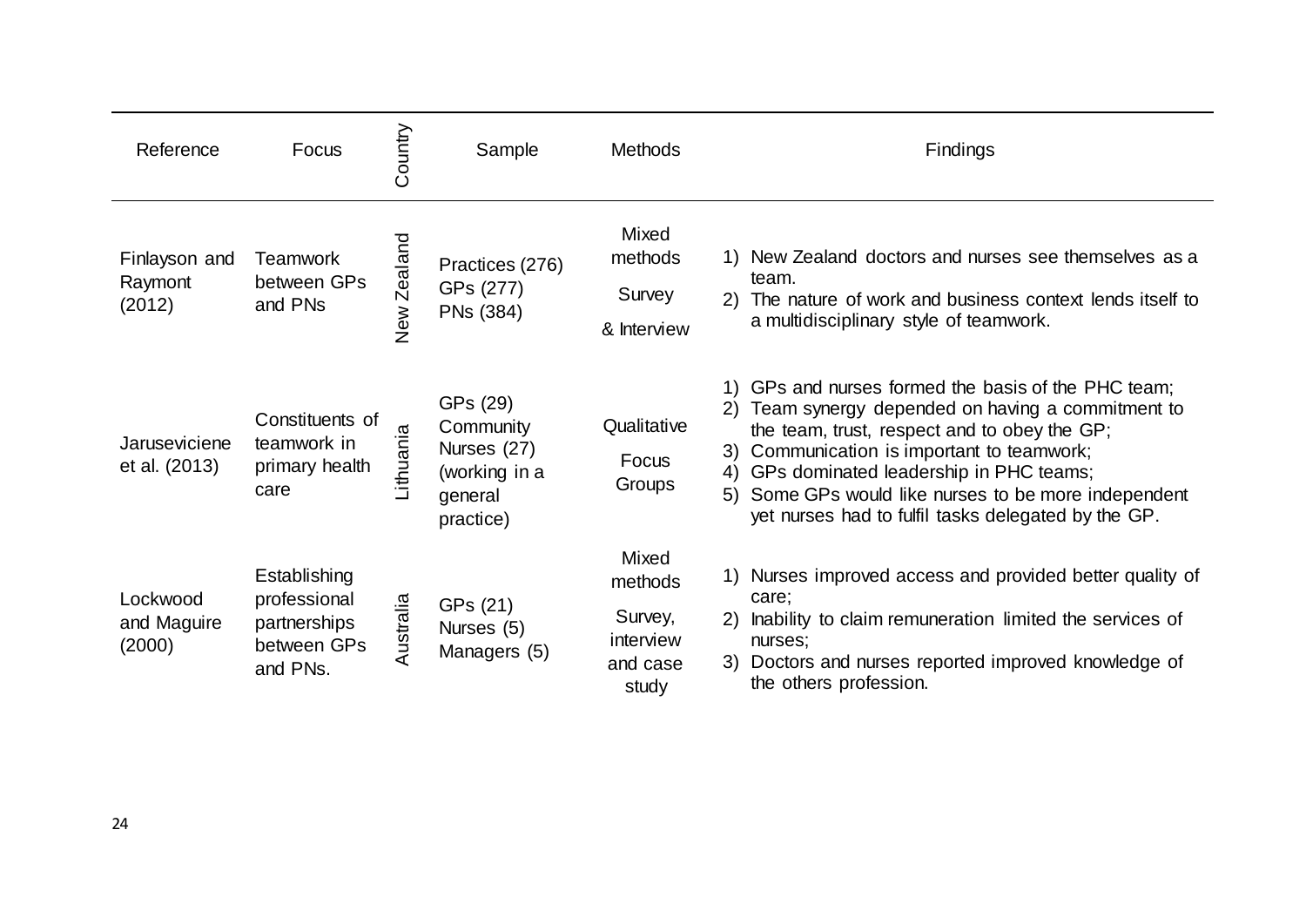| Reference | Focus | Country | Sample | Methods | Findings |
|---|---|---|---|---|---|
| Finlayson and Raymont (2012) | Teamwork between GPs and PNs | New Zealand | Practices (276) GPs (277) PNs (384) | Mixed methods Survey & Interview | 1) New Zealand doctors and nurses see themselves as a team. 2) The nature of work and business context lends itself to a multidisciplinary style of teamwork. |
| Jaruseviciene et al. (2013) | Constituents of teamwork in primary health care | Lithuania | GPs (29) Community Nurses (27) (working in a general practice) | Qualitative Focus Groups | 1) GPs and nurses formed the basis of the PHC team; 2) Team synergy depended on having a commitment to the team, trust, respect and to obey the GP; 3) Communication is important to teamwork; 4) GPs dominated leadership in PHC teams; 5) Some GPs would like nurses to be more independent yet nurses had to fulfil tasks delegated by the GP. |
| Lockwood and Maguire (2000) | Establishing professional partnerships between GPs and PNs. | Australia | GPs (21) Nurses (5) Managers (5) | Mixed methods Survey, interview and case study | 1) Nurses improved access and provided better quality of care; 2) Inability to claim remuneration limited the services of nurses; 3) Doctors and nurses reported improved knowledge of the others profession. |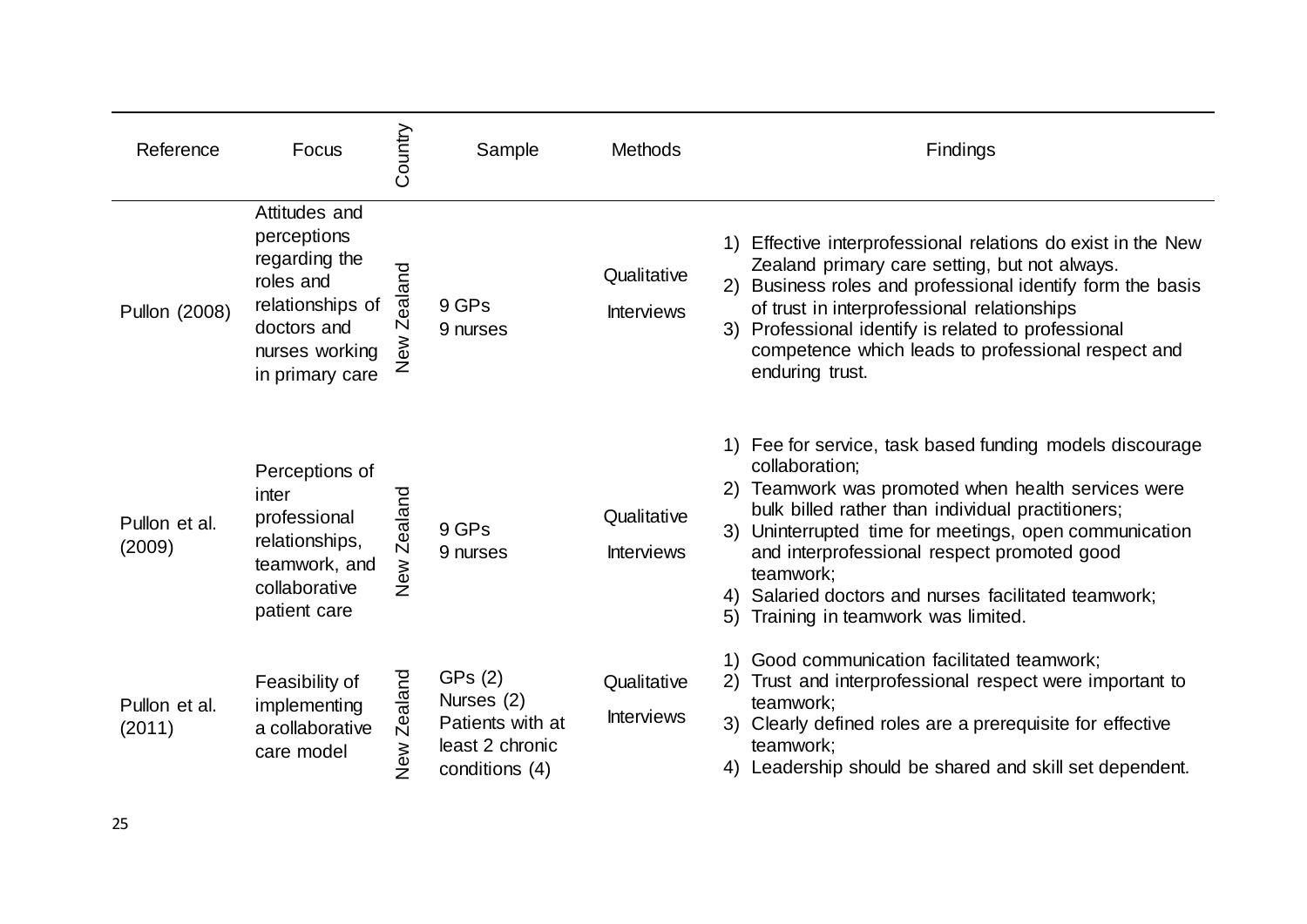| Reference | Focus | Country | Sample | Methods | Findings |
|---|---|---|---|---|---|
| Pullon (2008) | Attitudes and perceptions regarding the roles and relationships of doctors and nurses working in primary care | New Zealand | 9 GPs<br>9 nurses | Qualitative Interviews | 1) Effective interprofessional relations do exist in the New Zealand primary care setting, but not always.<br>2) Business roles and professional identify form the basis of trust in interprofessional relationships<br>3) Professional identify is related to professional competence which leads to professional respect and enduring trust. |
| Pullon et al. (2009) | Perceptions of inter professional relationships, teamwork, and collaborative patient care | New Zealand | 9 GPs<br>9 nurses | Qualitative Interviews | 1) Fee for service, task based funding models discourage collaboration;<br>2) Teamwork was promoted when health services were bulk billed rather than individual practitioners;<br>3) Uninterrupted time for meetings, open communication and interprofessional respect promoted good teamwork;<br>4) Salaried doctors and nurses facilitated teamwork;<br>5) Training in teamwork was limited. |
| Pullon et al. (2011) | Feasibility of implementing a collaborative care model | New Zealand | GPs (2)<br>Nurses (2)<br>Patients with at least 2 chronic conditions (4) | Qualitative Interviews | 1) Good communication facilitated teamwork;<br>2) Trust and interprofessional respect were important to teamwork;<br>3) Clearly defined roles are a prerequisite for effective teamwork;<br>4) Leadership should be shared and skill set dependent. |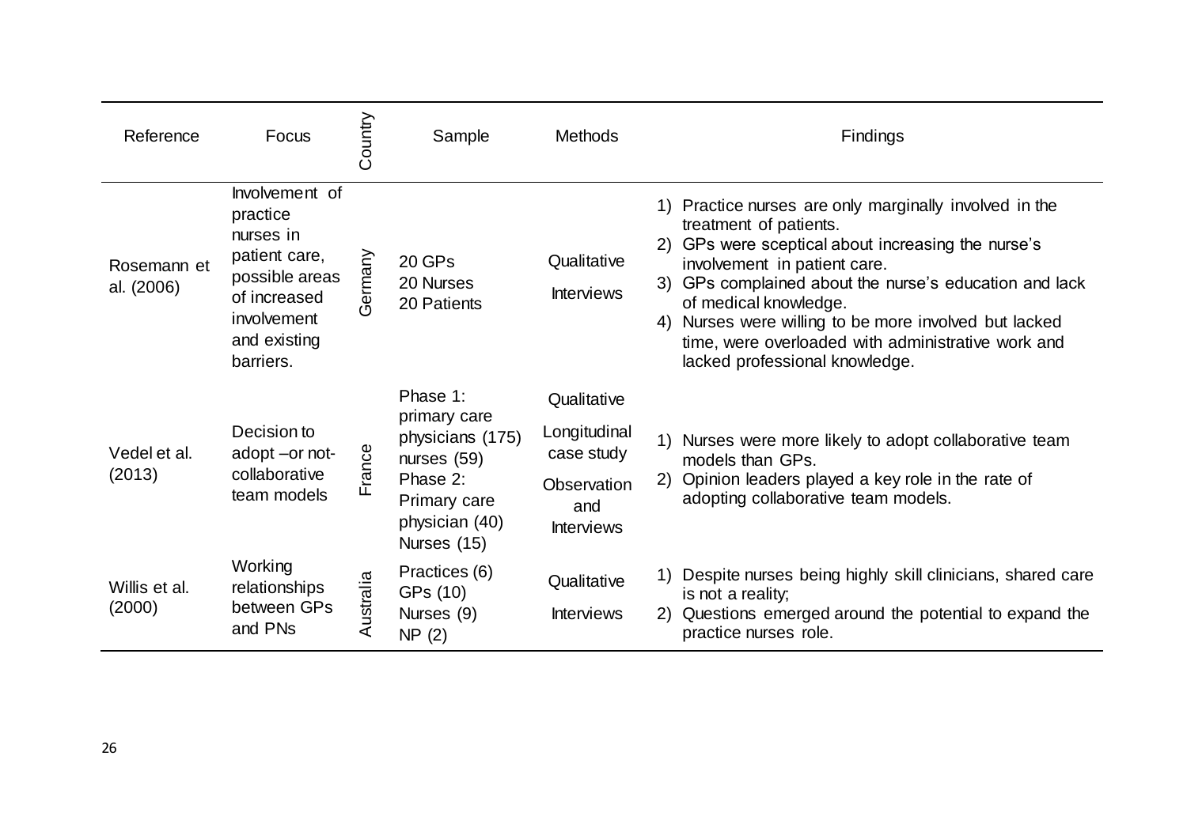| Reference | Focus | Country | Sample | Methods | Findings |
|---|---|---|---|---|---|
| Rosemann et al. (2006) | Involvement of practice nurses in patient care, possible areas of increased involvement and existing barriers. | Germany | 20 GPs<br>20 Nurses<br>20 Patients | Qualitative<br>Interviews | 1) Practice nurses are only marginally involved in the treatment of patients.<br>2) GPs were sceptical about increasing the nurse's involvement in patient care.<br>3) GPs complained about the nurse's education and lack of medical knowledge.<br>4) Nurses were willing to be more involved but lacked time, were overloaded with administrative work and lacked professional knowledge. |
| Vedel et al. (2013) | Decision to adopt –or not- collaborative team models | France | Phase 1: primary care physicians (175) nurses (59)<br>Phase 2: Primary care physician (40) Nurses (15) | Qualitative<br>Longitudinal case study<br>Observation and Interviews | 1) Nurses were more likely to adopt collaborative team models than GPs.<br>2) Opinion leaders played a key role in the rate of adopting collaborative team models. |
| Willis et al. (2000) | Working relationships between GPs and PNs | Australia | Practices (6)<br>GPs (10)<br>Nurses (9)<br>NP (2) | Qualitative<br>Interviews | 1) Despite nurses being highly skill clinicians, shared care is not a reality;<br>2) Questions emerged around the potential to expand the practice nurses role. |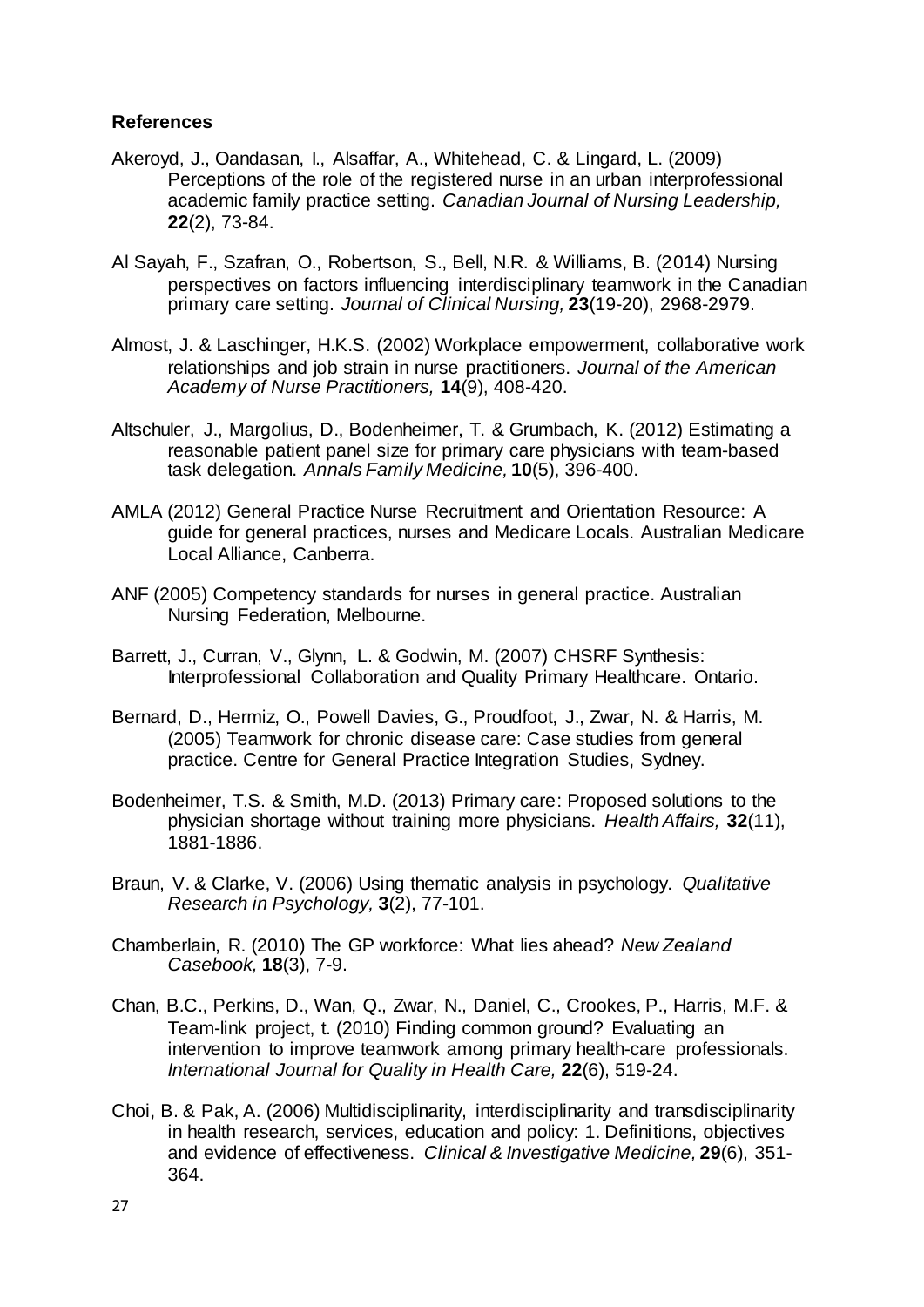**References**

Akeroyd, J., Oandasan, I., Alsaffar, A., Whitehead, C. & Lingard, L. (2009) Perceptions of the role of the registered nurse in an urban interprofessional academic family practice setting. *Canadian Journal of Nursing Leadership,* **22**(2), 73-84.

Al Sayah, F., Szafran, O., Robertson, S., Bell, N.R. & Williams, B. (2014) Nursing perspectives on factors influencing interdisciplinary teamwork in the Canadian primary care setting. *Journal of Clinical Nursing,* **23**(19-20), 2968-2979.

Almost, J. & Laschinger, H.K.S. (2002) Workplace empowerment, collaborative work relationships and job strain in nurse practitioners. *Journal of the American Academy of Nurse Practitioners,* **14**(9), 408-420.

Altschuler, J., Margolius, D., Bodenheimer, T. & Grumbach, K. (2012) Estimating a reasonable patient panel size for primary care physicians with team-based task delegation. *Annals Family Medicine,* **10**(5), 396-400.

AMLA (2012) General Practice Nurse Recruitment and Orientation Resource: A guide for general practices, nurses and Medicare Locals. Australian Medicare Local Alliance, Canberra.

ANF (2005) Competency standards for nurses in general practice. Australian Nursing Federation, Melbourne.

Barrett, J., Curran, V., Glynn, L. & Godwin, M. (2007) CHSRF Synthesis: Interprofessional Collaboration and Quality Primary Healthcare. Ontario.

Bernard, D., Hermiz, O., Powell Davies, G., Proudfoot, J., Zwar, N. & Harris, M. (2005) Teamwork for chronic disease care: Case studies from general practice. Centre for General Practice Integration Studies, Sydney.

Bodenheimer, T.S. & Smith, M.D. (2013) Primary care: Proposed solutions to the physician shortage without training more physicians. *Health Affairs,* **32**(11), 1881-1886.

Braun, V. & Clarke, V. (2006) Using thematic analysis in psychology. *Qualitative Research in Psychology,* **3**(2), 77-101.

Chamberlain, R. (2010) The GP workforce: What lies ahead? *New Zealand Casebook,* **18**(3), 7-9.

Chan, B.C., Perkins, D., Wan, Q., Zwar, N., Daniel, C., Crookes, P., Harris, M.F. & Team-link project, t. (2010) Finding common ground? Evaluating an intervention to improve teamwork among primary health-care professionals. *International Journal for Quality in Health Care,* **22**(6), 519-24.

Choi, B. & Pak, A. (2006) Multidisciplinarity, interdisciplinarity and transdisciplinarity in health research, services, education and policy: 1. Definitions, objectives and evidence of effectiveness. *Clinical & Investigative Medicine,* **29**(6), 351-364.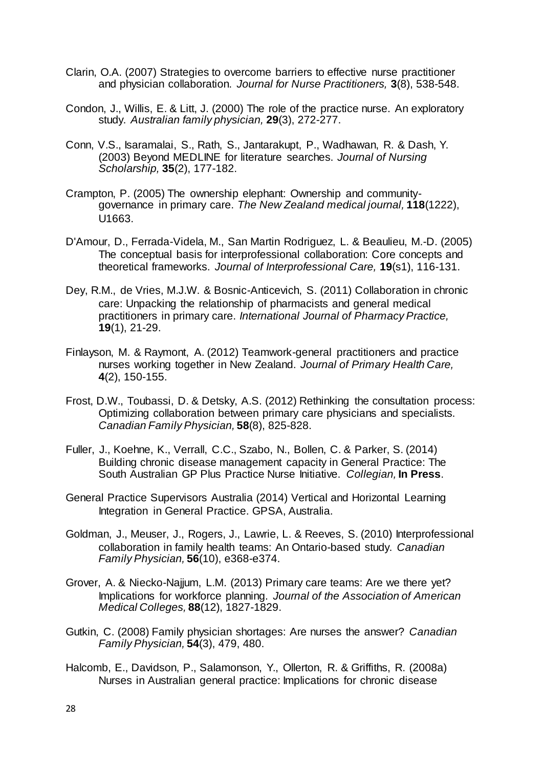Clarin, O.A. (2007) Strategies to overcome barriers to effective nurse practitioner and physician collaboration. *Journal for Nurse Practitioners,* **3**(8), 538-548.

Condon, J., Willis, E. & Litt, J. (2000) The role of the practice nurse. An exploratory study. *Australian family physician,* **29**(3), 272-277.

Conn, V.S., Isaramalai, S., Rath, S., Jantarakupt, P., Wadhawan, R. & Dash, Y. (2003) Beyond MEDLINE for literature searches. *Journal of Nursing Scholarship,* **35**(2), 177-182.

Crampton, P. (2005) The ownership elephant: Ownership and community-governance in primary care. *The New Zealand medical journal,* **118**(1222), U1663.

D'Amour, D., Ferrada-Videla, M., San Martin Rodriguez, L. & Beaulieu, M.-D. (2005) The conceptual basis for interprofessional collaboration: Core concepts and theoretical frameworks. *Journal of Interprofessional Care,* **19**(s1), 116-131.

Dey, R.M., de Vries, M.J.W. & Bosnic-Anticevich, S. (2011) Collaboration in chronic care: Unpacking the relationship of pharmacists and general medical practitioners in primary care. *International Journal of Pharmacy Practice,* **19**(1), 21-29.

Finlayson, M. & Raymont, A. (2012) Teamwork-general practitioners and practice nurses working together in New Zealand. *Journal of Primary Health Care,* **4**(2), 150-155.

Frost, D.W., Toubassi, D. & Detsky, A.S. (2012) Rethinking the consultation process: Optimizing collaboration between primary care physicians and specialists. *Canadian Family Physician,* **58**(8), 825-828.

Fuller, J., Koehne, K., Verrall, C.C., Szabo, N., Bollen, C. & Parker, S. (2014) Building chronic disease management capacity in General Practice: The South Australian GP Plus Practice Nurse Initiative. *Collegian,* **In Press**.

General Practice Supervisors Australia (2014) Vertical and Horizontal Learning Integration in General Practice. GPSA, Australia.

Goldman, J., Meuser, J., Rogers, J., Lawrie, L. & Reeves, S. (2010) Interprofessional collaboration in family health teams: An Ontario-based study. *Canadian Family Physician,* **56**(10), e368-e374.

Grover, A. & Niecko-Najjum, L.M. (2013) Primary care teams: Are we there yet? Implications for workforce planning. *Journal of the Association of American Medical Colleges,* **88**(12), 1827-1829.

Gutkin, C. (2008) Family physician shortages: Are nurses the answer? *Canadian Family Physician,* **54**(3), 479, 480.

Halcomb, E., Davidson, P., Salamonson, Y., Ollerton, R. & Griffiths, R. (2008a) Nurses in Australian general practice: Implications for chronic disease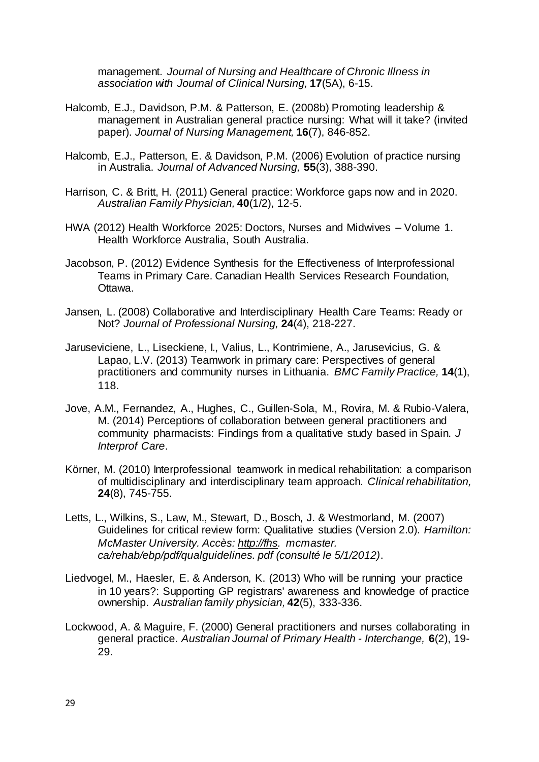management. *Journal of Nursing and Healthcare of Chronic Illness in association with Journal of Clinical Nursing,* **17**(5A), 6-15.

Halcomb, E.J., Davidson, P.M. & Patterson, E. (2008b) Promoting leadership & management in Australian general practice nursing: What will it take? (invited paper). *Journal of Nursing Management,* **16**(7), 846-852.

Halcomb, E.J., Patterson, E. & Davidson, P.M. (2006) Evolution of practice nursing in Australia. *Journal of Advanced Nursing,* **55**(3), 388-390.

Harrison, C. & Britt, H. (2011) General practice: Workforce gaps now and in 2020. *Australian Family Physician,* **40**(1/2), 12-5.

HWA (2012) Health Workforce 2025: Doctors, Nurses and Midwives – Volume 1. Health Workforce Australia, South Australia.

Jacobson, P. (2012) Evidence Synthesis for the Effectiveness of Interprofessional Teams in Primary Care. Canadian Health Services Research Foundation, Ottawa.

Jansen, L. (2008) Collaborative and Interdisciplinary Health Care Teams: Ready or Not? *Journal of Professional Nursing,* **24**(4), 218-227.

Jaruseviciene, L., Liseckiene, I., Valius, L., Kontrimiene, A., Jarusevicius, G. & Lapao, L.V. (2013) Teamwork in primary care: Perspectives of general practitioners and community nurses in Lithuania. *BMC Family Practice,* **14**(1), 118.

Jove, A.M., Fernandez, A., Hughes, C., Guillen-Sola, M., Rovira, M. & Rubio-Valera, M. (2014) Perceptions of collaboration between general practitioners and community pharmacists: Findings from a qualitative study based in Spain. *J Interprof Care*.

Körner, M. (2010) Interprofessional teamwork in medical rehabilitation: a comparison of multidisciplinary and interdisciplinary team approach. *Clinical rehabilitation,* **24**(8), 745-755.

Letts, L., Wilkins, S., Law, M., Stewart, D., Bosch, J. & Westmorland, M. (2007) Guidelines for critical review form: Qualitative studies (Version 2.0). *Hamilton: McMaster University. Accès: http://fhs. mcmaster. ca/rehab/ebp/pdf/qualguidelines. pdf (consulté le 5/1/2012)*.

Liedvogel, M., Haesler, E. & Anderson, K. (2013) Who will be running your practice in 10 years?: Supporting GP registrars' awareness and knowledge of practice ownership. *Australian family physician,* **42**(5), 333-336.

Lockwood, A. & Maguire, F. (2000) General practitioners and nurses collaborating in general practice. *Australian Journal of Primary Health - Interchange,* **6**(2), 19-29.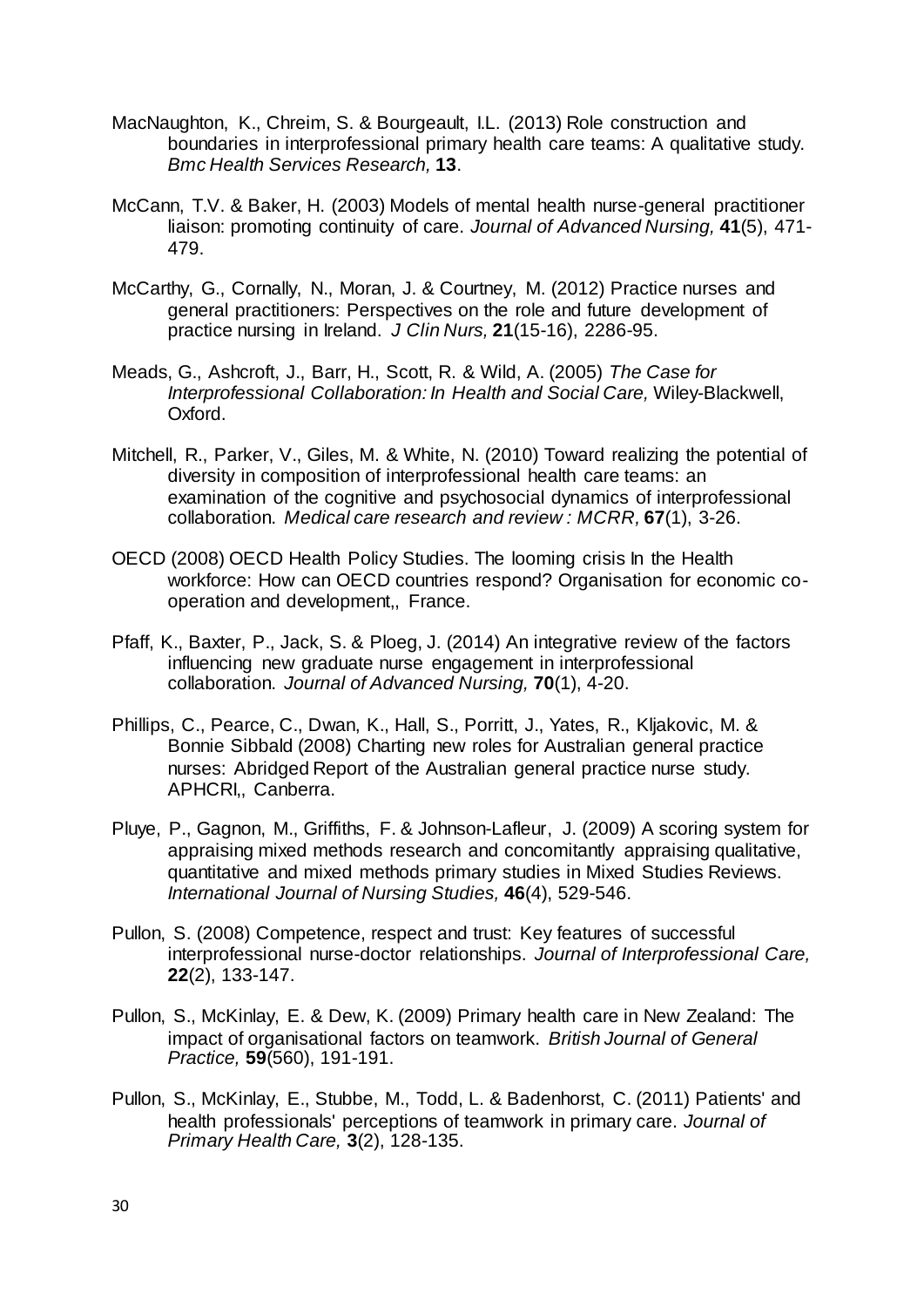MacNaughton, K., Chreim, S. & Bourgeault, I.L. (2013) Role construction and boundaries in interprofessional primary health care teams: A qualitative study. *Bmc Health Services Research,* **13**.

McCann, T.V. & Baker, H. (2003) Models of mental health nurse-general practitioner liaison: promoting continuity of care. *Journal of Advanced Nursing,* **41**(5), 471-479.

McCarthy, G., Cornally, N., Moran, J. & Courtney, M. (2012) Practice nurses and general practitioners: Perspectives on the role and future development of practice nursing in Ireland. *J Clin Nurs,* **21**(15-16), 2286-95.

Meads, G., Ashcroft, J., Barr, H., Scott, R. & Wild, A. (2005) *The Case for Interprofessional Collaboration: In Health and Social Care,* Wiley-Blackwell, Oxford.

Mitchell, R., Parker, V., Giles, M. & White, N. (2010) Toward realizing the potential of diversity in composition of interprofessional health care teams: an examination of the cognitive and psychosocial dynamics of interprofessional collaboration. *Medical care research and review : MCRR,* **67**(1), 3-26.

OECD (2008) OECD Health Policy Studies. The looming crisis In the Health workforce: How can OECD countries respond? Organisation for economic co-operation and development,, France.

Pfaff, K., Baxter, P., Jack, S. & Ploeg, J. (2014) An integrative review of the factors influencing new graduate nurse engagement in interprofessional collaboration. *Journal of Advanced Nursing,* **70**(1), 4-20.

Phillips, C., Pearce, C., Dwan, K., Hall, S., Porritt, J., Yates, R., Kljakovic, M. & Bonnie Sibbald (2008) Charting new roles for Australian general practice nurses: Abridged Report of the Australian general practice nurse study. APHCRI,, Canberra.

Pluye, P., Gagnon, M., Griffiths, F. & Johnson-Lafleur, J. (2009) A scoring system for appraising mixed methods research and concomitantly appraising qualitative, quantitative and mixed methods primary studies in Mixed Studies Reviews. *International Journal of Nursing Studies,* **46**(4), 529-546.

Pullon, S. (2008) Competence, respect and trust: Key features of successful interprofessional nurse-doctor relationships. *Journal of Interprofessional Care,* **22**(2), 133-147.

Pullon, S., McKinlay, E. & Dew, K. (2009) Primary health care in New Zealand: The impact of organisational factors on teamwork. *British Journal of General Practice,* **59**(560), 191-191.

Pullon, S., McKinlay, E., Stubbe, M., Todd, L. & Badenhorst, C. (2011) Patients' and health professionals' perceptions of teamwork in primary care. *Journal of Primary Health Care,* **3**(2), 128-135.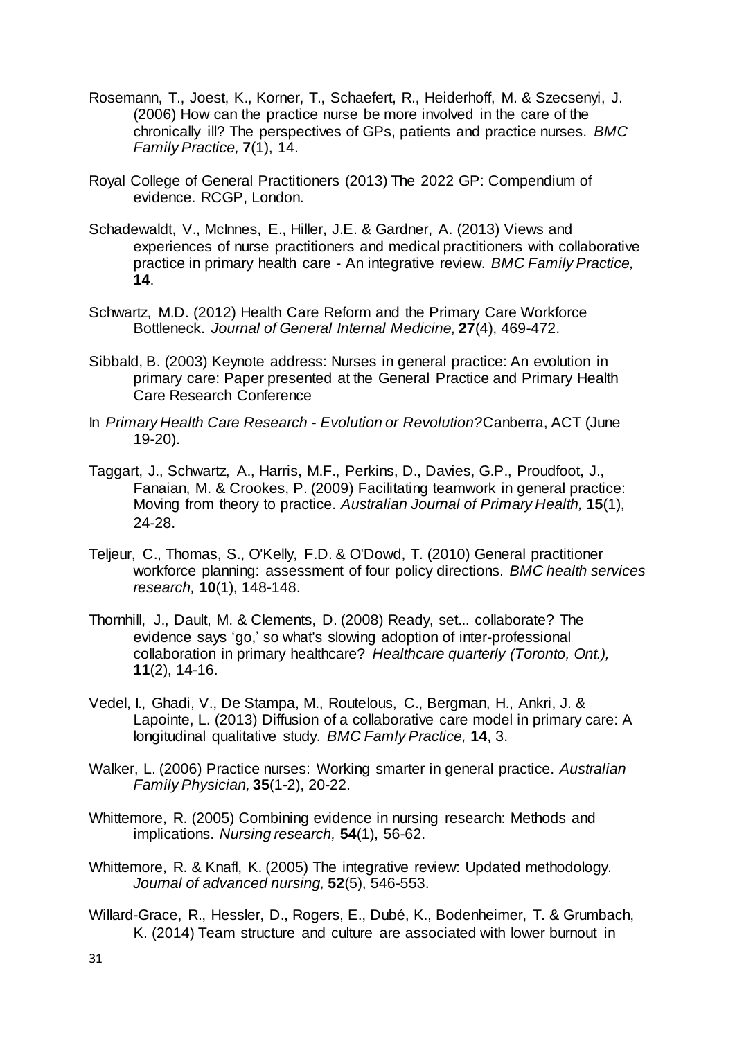Rosemann, T., Joest, K., Korner, T., Schaefert, R., Heiderhoff, M. & Szecsenyi, J. (2006) How can the practice nurse be more involved in the care of the chronically ill? The perspectives of GPs, patients and practice nurses. *BMC Family Practice,* **7**(1), 14.

Royal College of General Practitioners (2013) The 2022 GP: Compendium of evidence. RCGP, London.

Schadewaldt, V., McInnes, E., Hiller, J.E. & Gardner, A. (2013) Views and experiences of nurse practitioners and medical practitioners with collaborative practice in primary health care - An integrative review. *BMC Family Practice,* **14**.

Schwartz, M.D. (2012) Health Care Reform and the Primary Care Workforce Bottleneck. *Journal of General Internal Medicine,* **27**(4), 469-472.

Sibbald, B. (2003) Keynote address: Nurses in general practice: An evolution in primary care: Paper presented at the General Practice and Primary Health Care Research Conference

In *Primary Health Care Research - Evolution or Revolution?*Canberra, ACT (June 19-20).

Taggart, J., Schwartz, A., Harris, M.F., Perkins, D., Davies, G.P., Proudfoot, J., Fanaian, M. & Crookes, P. (2009) Facilitating teamwork in general practice: Moving from theory to practice. *Australian Journal of Primary Health,* **15**(1), 24-28.

Teljeur, C., Thomas, S., O'Kelly, F.D. & O'Dowd, T. (2010) General practitioner workforce planning: assessment of four policy directions. *BMC health services research,* **10**(1), 148-148.

Thornhill, J., Dault, M. & Clements, D. (2008) Ready, set... collaborate? The evidence says 'go,' so what's slowing adoption of inter-professional collaboration in primary healthcare? *Healthcare quarterly (Toronto, Ont.),* **11**(2), 14-16.

Vedel, I., Ghadi, V., De Stampa, M., Routelous, C., Bergman, H., Ankri, J. & Lapointe, L. (2013) Diffusion of a collaborative care model in primary care: A longitudinal qualitative study. *BMC Famly Practice,* **14**, 3.

Walker, L. (2006) Practice nurses: Working smarter in general practice. *Australian Family Physician,* **35**(1-2), 20-22.

Whittemore, R. (2005) Combining evidence in nursing research: Methods and implications. *Nursing research,* **54**(1), 56-62.

Whittemore, R. & Knafl, K. (2005) The integrative review: Updated methodology. *Journal of advanced nursing,* **52**(5), 546-553.

Willard-Grace, R., Hessler, D., Rogers, E., Dubé, K., Bodenheimer, T. & Grumbach, K. (2014) Team structure and culture are associated with lower burnout in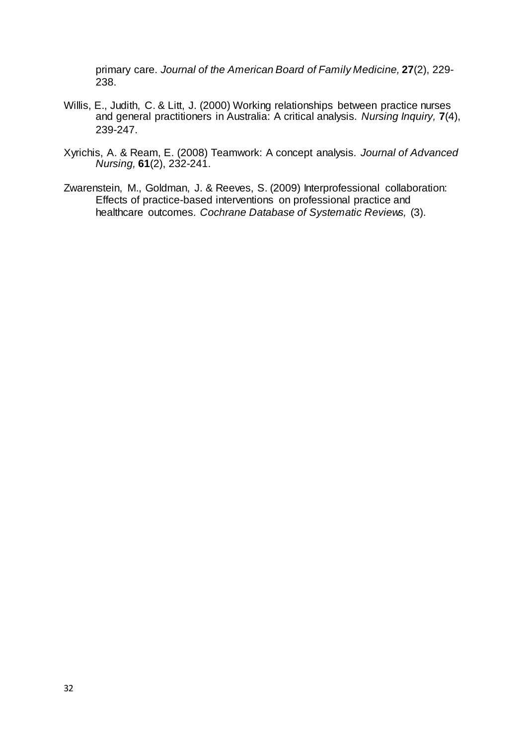primary care. *Journal of the American Board of Family Medicine,* **27**(2), 229-238.

Willis, E., Judith, C. & Litt, J. (2000) Working relationships between practice nurses and general practitioners in Australia: A critical analysis. *Nursing Inquiry,* **7**(4), 239-247.

Xyrichis, A. & Ream, E. (2008) Teamwork: A concept analysis. *Journal of Advanced Nursing,* **61**(2), 232-241.

Zwarenstein, M., Goldman, J. & Reeves, S. (2009) Interprofessional collaboration: Effects of practice-based interventions on professional practice and healthcare outcomes. *Cochrane Database of Systematic Reviews,* (3).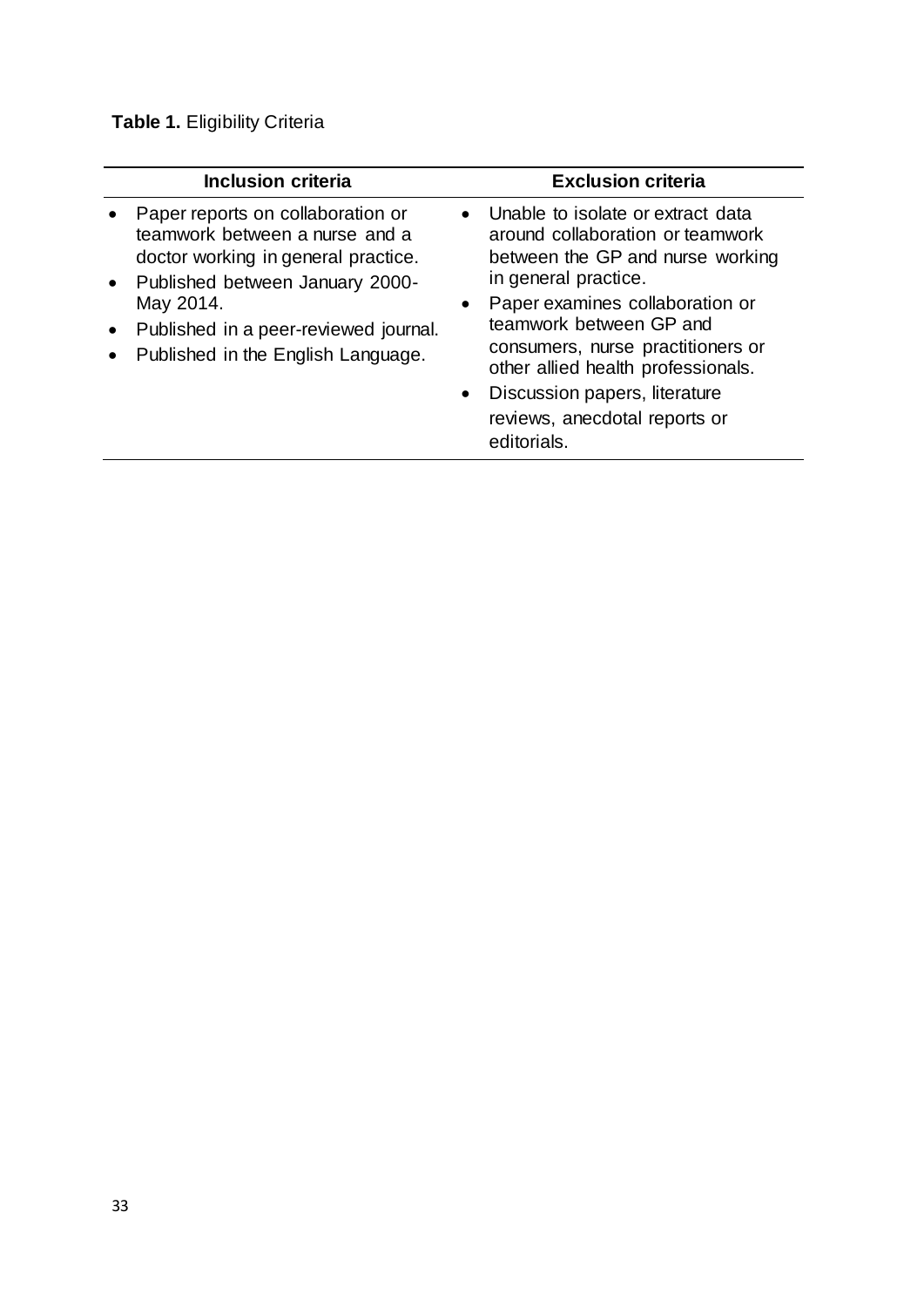**Table 1.** Eligibility Criteria

| Inclusion criteria | Exclusion criteria |
|---|---|
| • Paper reports on collaboration or teamwork between a nurse and a doctor working in general practice.<br>• Published between January 2000-May 2014.<br>• Published in a peer-reviewed journal.<br>• Published in the English Language. | • Unable to isolate or extract data around collaboration or teamwork between the GP and nurse working in general practice.<br>• Paper examines collaboration or teamwork between GP and consumers, nurse practitioners or other allied health professionals.<br>• Discussion papers, literature reviews, anecdotal reports or editorials. |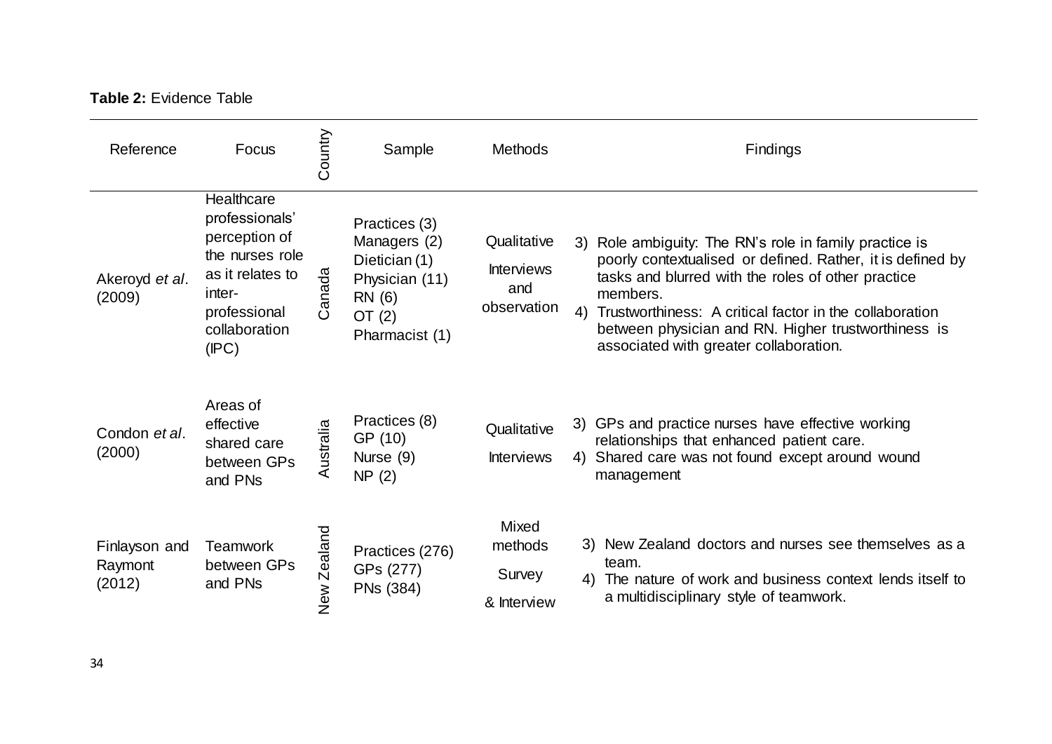**Table 2:** Evidence Table

| Reference | Focus | Country | Sample | Methods | Findings |
|---|---|---|---|---|---|
| Akeroyd *et al*. (2009) | Healthcare professionals' perception of the nurses role as it relates to inter-professional collaboration (IPC) | Canada | Practices (3)<br>Managers (2)<br>Dietician (1)<br>Physician (11)<br>RN (6)<br>OT (2)<br>Pharmacist (1) | Qualitative<br>Interviews and observation | 3) Role ambiguity: The RN's role in family practice is poorly contextualised or defined. Rather, it is defined by tasks and blurred with the roles of other practice members.<br>4) Trustworthiness: A critical factor in the collaboration between physician and RN. Higher trustworthiness is associated with greater collaboration. |
| Condon *et al*. (2000) | Areas of effective shared care between GPs and PNs | Australia | Practices (8)<br>GP (10)<br>Nurse (9)<br>NP (2) | Qualitative<br>Interviews | 3) GPs and practice nurses have effective working relationships that enhanced patient care.<br>4) Shared care was not found except around wound management |
| Finlayson and Raymont (2012) | Teamwork between GPs and PNs | New Zealand | Practices (276)<br>GPs (277)<br>PNs (384) | Mixed methods<br>Survey<br>& Interview | 3) New Zealand doctors and nurses see themselves as a team.<br>4) The nature of work and business context lends itself to a multidisciplinary style of teamwork. |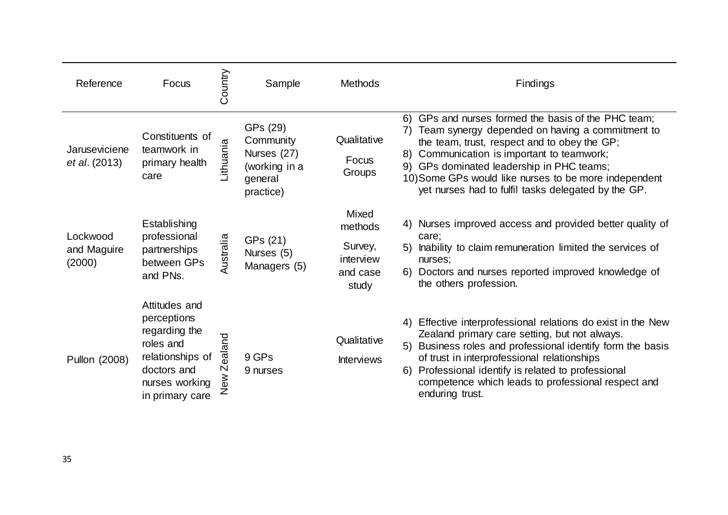| Reference | Focus | Country | Sample | Methods | Findings |
|---|---|---|---|---|---|
| Jaruseviciene *et al*. (2013) | Constituents of teamwork in primary health care | Lithuania | GPs (29) Community Nurses (27) (working in a general practice) | Qualitative Focus Groups | 6) GPs and nurses formed the basis of the PHC team; 7) Team synergy depended on having a commitment to the team, trust, respect and to obey the GP; 8) Communication is important to teamwork; 9) GPs dominated leadership in PHC teams; 10) Some GPs would like nurses to be more independent yet nurses had to fulfil tasks delegated by the GP. |
| Lockwood and Maguire (2000) | Establishing professional partnerships between GPs and PNs. | Australia | GPs (21) Nurses (5) Managers (5) | Mixed methods Survey, interview and case study | 4) Nurses improved access and provided better quality of care; 5) Inability to claim remuneration limited the services of nurses; 6) Doctors and nurses reported improved knowledge of the others profession. |
| Pullon (2008) | Attitudes and perceptions regarding the roles and relationships of doctors and nurses working in primary care | New Zealand | 9 GPs 9 nurses | Qualitative Interviews | 4) Effective interprofessional relations do exist in the New Zealand primary care setting, but not always. 5) Business roles and professional identify form the basis of trust in interprofessional relationships 6) Professional identify is related to professional competence which leads to professional respect and enduring trust. |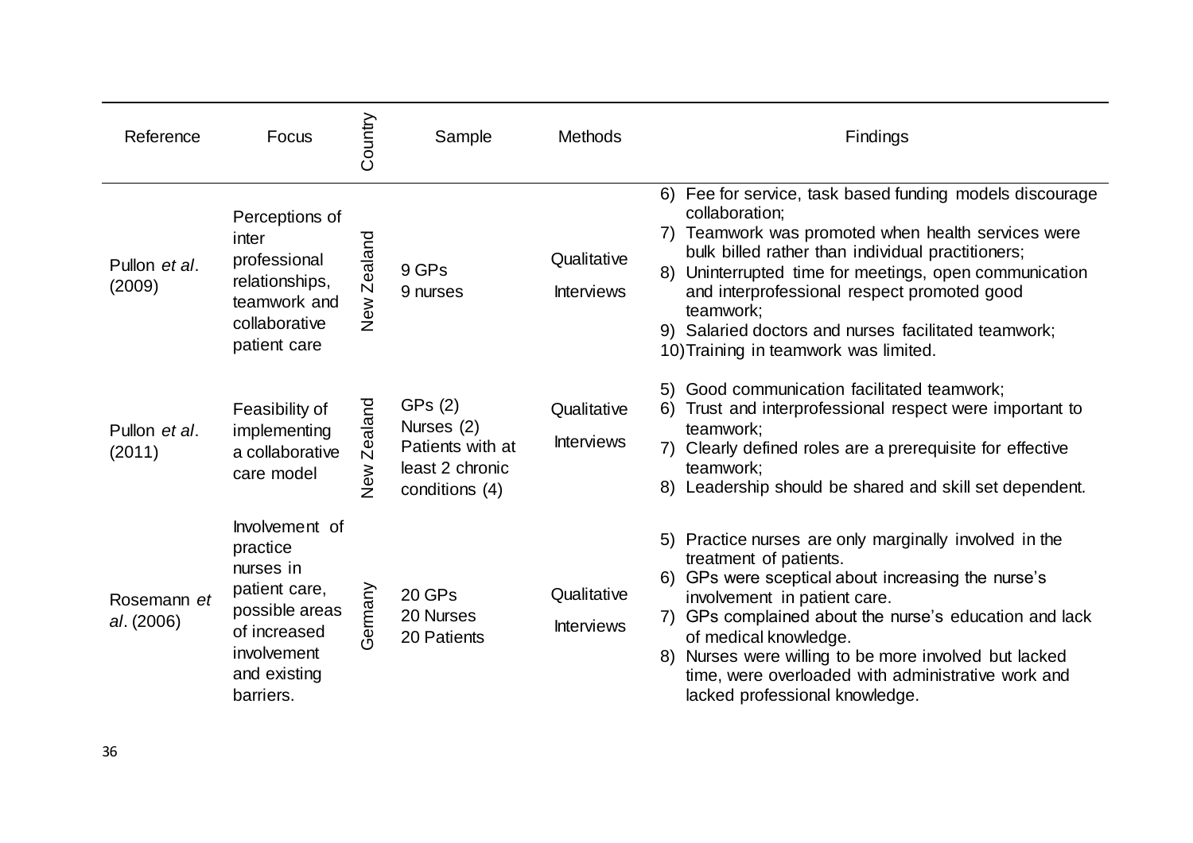| Reference | Focus | Country | Sample | Methods | Findings |
|---|---|---|---|---|---|
| Pullon *et al*. (2009) | Perceptions of inter professional relationships, teamwork and collaborative patient care | New Zealand | 9 GPs<br>9 nurses | Qualitative<br>Interviews | 6) Fee for service, task based funding models discourage collaboration;<br>7) Teamwork was promoted when health services were bulk billed rather than individual practitioners;<br>8) Uninterrupted time for meetings, open communication and interprofessional respect promoted good teamwork;<br>9) Salaried doctors and nurses facilitated teamwork;<br>10) Training in teamwork was limited. |
| Pullon *et al*. (2011) | Feasibility of implementing a collaborative care model | New Zealand | GPs (2)<br>Nurses (2)<br>Patients with at least 2 chronic conditions (4) | Qualitative<br>Interviews | 5) Good communication facilitated teamwork;<br>6) Trust and interprofessional respect were important to teamwork;<br>7) Clearly defined roles are a prerequisite for effective teamwork;<br>8) Leadership should be shared and skill set dependent. |
| Rosemann *et al*. (2006) | Involvement of practice nurses in patient care, possible areas of increased involvement and existing barriers. | Germany | 20 GPs<br>20 Nurses<br>20 Patients | Qualitative<br>Interviews | 5) Practice nurses are only marginally involved in the treatment of patients.<br>6) GPs were sceptical about increasing the nurse's involvement in patient care.<br>7) GPs complained about the nurse's education and lack of medical knowledge.<br>8) Nurses were willing to be more involved but lacked time, were overloaded with administrative work and lacked professional knowledge. |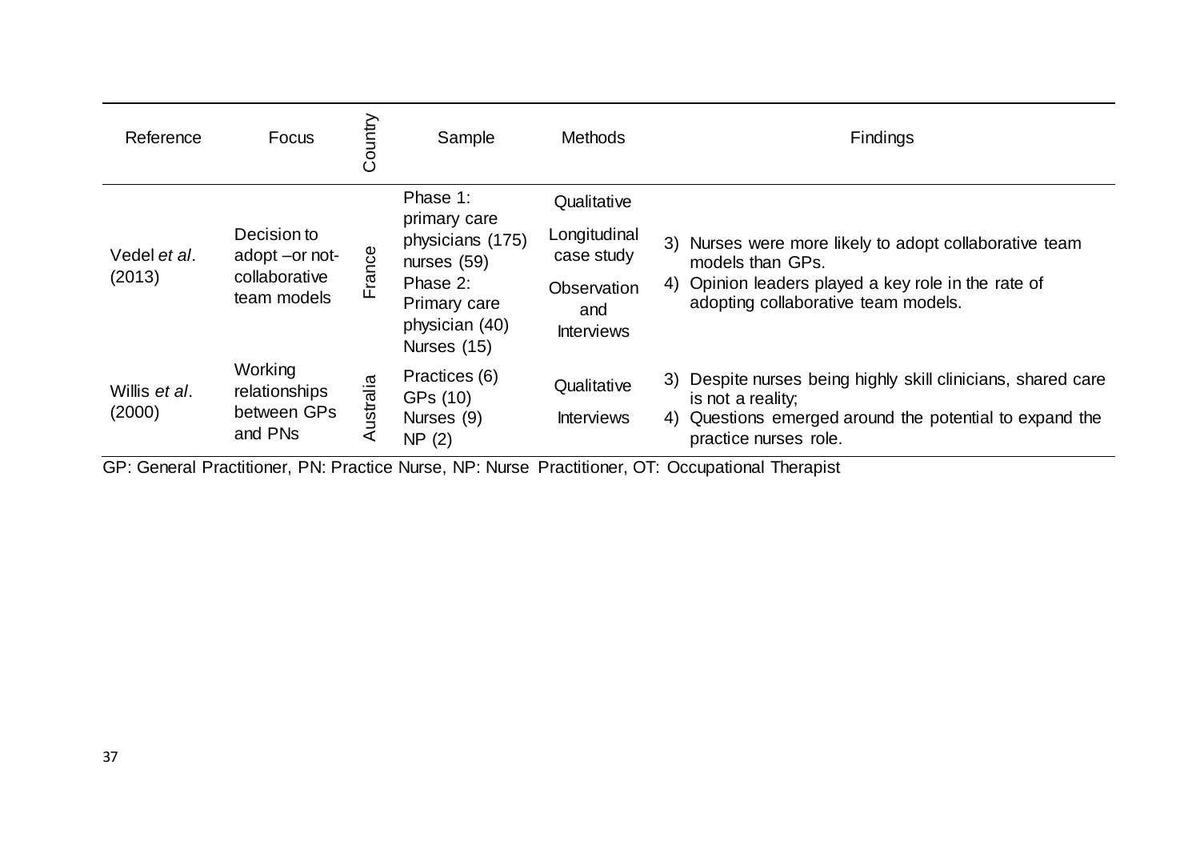| Reference | Focus | Country | Sample | Methods | Findings |
|---|---|---|---|---|---|
| Vedel *et al*. (2013) | Decision to adopt –or not- collaborative team models | France | Phase 1: primary care physicians (175) nurses (59) Phase 2: Primary care physician (40) Nurses (15) | Qualitative Longitudinal case study Observation and Interviews | 3) Nurses were more likely to adopt collaborative team models than GPs. 4) Opinion leaders played a key role in the rate of adopting collaborative team models. |
| Willis *et al*. (2000) | Working relationships between GPs and PNs | Australia | Practices (6) GPs (10) Nurses (9) NP (2) | Qualitative Interviews | 3) Despite nurses being highly skill clinicians, shared care is not a reality; 4) Questions emerged around the potential to expand the practice nurses role. |

GP: General Practitioner, PN: Practice Nurse, NP: Nurse Practitioner, OT: Occupational Therapist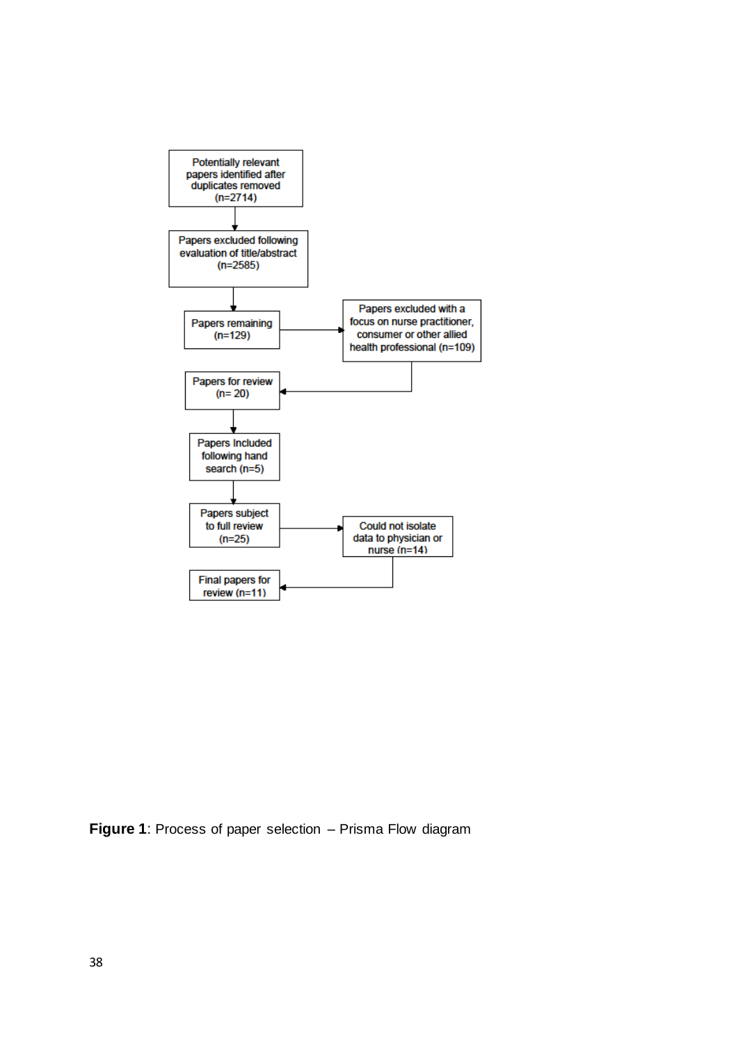Potentially relevant papers identified after duplicates removed (n=2714)

Papers excluded following evaluation of title/abstract (n=2585)

Papers remaining (n=129)

Papers excluded with a focus on nurse practitioner, consumer or other allied health professional (n=109)

Papers for review (n= 20)

Papers Included following hand search (n=5)

Papers subject to full review (n=25)

Could not isolate data to physician or nurse (n=14)

Final papers for review (n=11)

**Figure 1**: Process of paper selection – Prisma Flow diagram